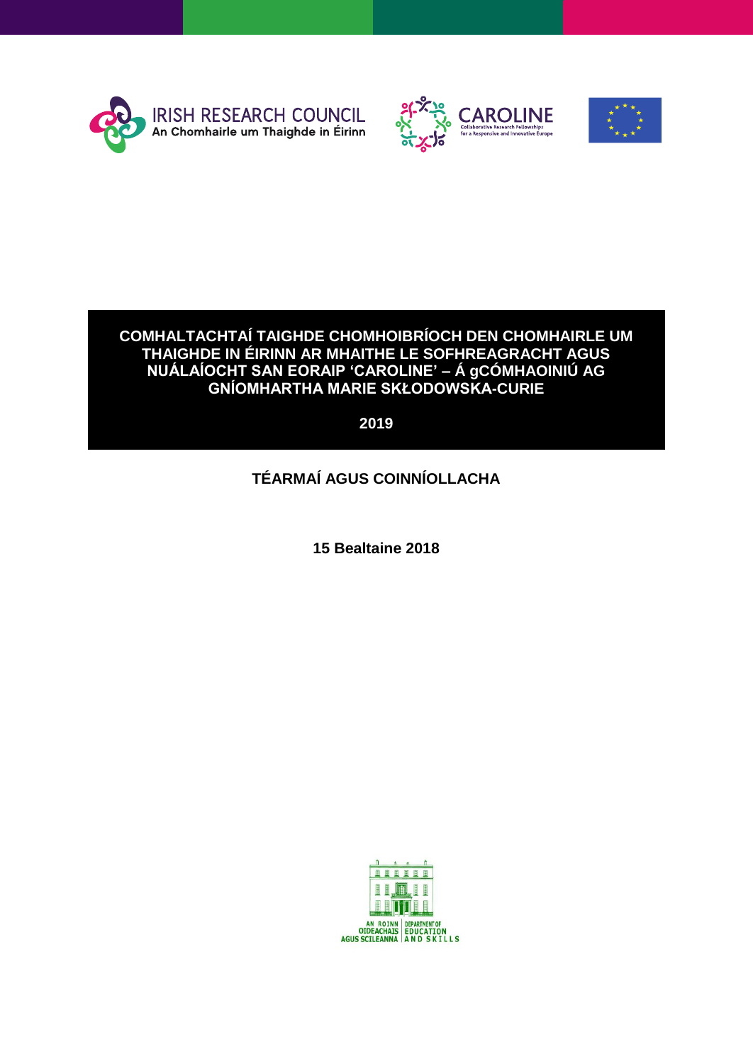# COMHALTACHTAÍ TAIGHDE CHOMHOIBRÍOCH DEN CHOMHAIRLE UM THAIGHDE IN ÉIRINN AR MHAITHE LE SOFHREAGRACHT AGUS NUÁLAÍOCHT SAN EORAIP 'CAROLINE' – Á gCÓMHAOINIÚ AG GNÍOMHARTHA MARIE SKŁODOWSKA-CURIE

**2019**

## TÉARMAÍ AGUS COINNÍOLLACHA

**15 Bealtaine 2018**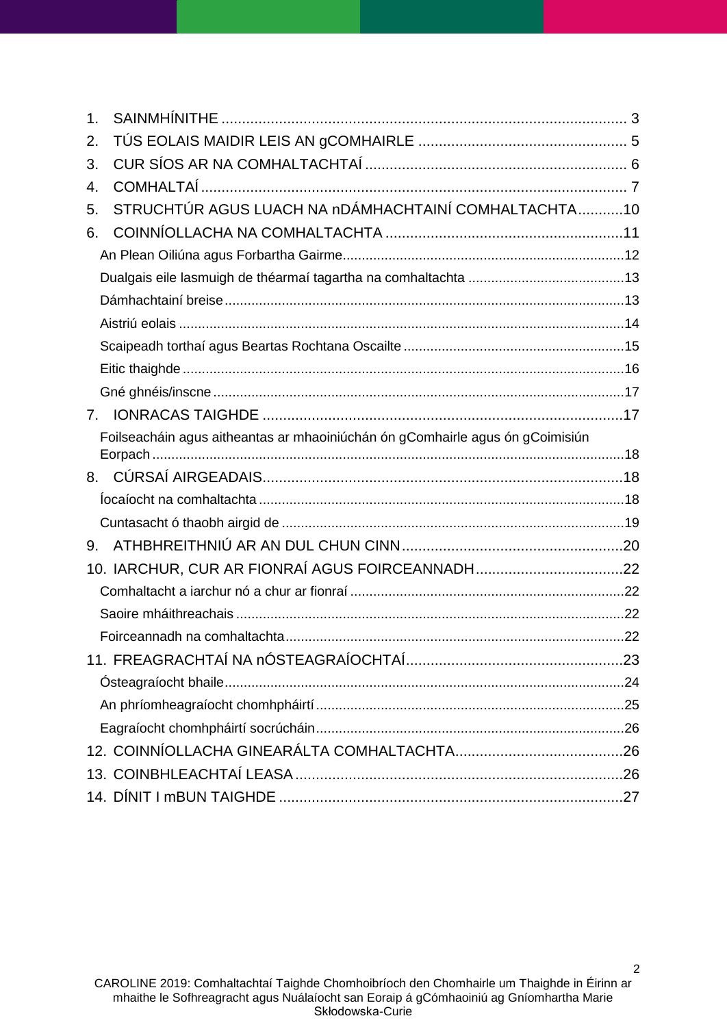1. SAINMHÍNITHE .......... 3
2. TÚS EOLAIS MAIDIR LEIS AN gCOMHAIRLE .......... 5
3. CUR SÍOS AR NA COMHALTACHTAÍ .......... 6
4. COMHALTAÍ .......... 7
5. STRUCHTÚR AGUS LUACH NA nDÁMHACHTAINÍ COMHALTACHTA .......... 10
6. COINNÍOLLACHA NA COMHALTACHTA .......... 11
   - An Plean Oiliúna agus Forbartha Gairme .......... 12
   - Dualgais eile lasmuigh de théarmaí tagartha na comhaltachta .......... 13
   - Dámhachtainí breise .......... 13
   - Aistriú eolais .......... 14
   - Scaipeadh torthaí agus Beartas Rochtana Oscailte .......... 15
   - Eitic thaighde .......... 16
   - Gné ghnéis/inscne .......... 17
7. IONRACAS TAIGHDE .......... 17
   - Foilseacháin agus aitheantas ar mhaoiniúchán ón gComhairle agus ón gCoimisiún Eorpach .......... 18
8. CÚRSAÍ AIRGEADAIS .......... 18
   - Íocaíocht na comhaltachta .......... 18
   - Cuntasacht ó thaobh airgid de .......... 19
9. ATHBHREITHNIÚ AR AN DUL CHUN CINN .......... 20
10. IARCHUR, CUR AR FIONRAÍ AGUS FOIRCEANNADH .......... 22
    - Comhaltacht a iarchur nó a chur ar fionraí .......... 22
    - Saoire mháithreachais .......... 22
    - Foirceannadh na comhaltachta .......... 22
11. FREAGRACHTAÍ NA nÓSTEAGRAÍOCHTAÍ .......... 23
    - Ósteagraíocht bhaile .......... 24
    - An phríomheagraíocht chomhpháirtí .......... 25
    - Eagraíocht chomhpháirtí socrúcháin .......... 26
12. COINNÍOLLACHA GINEARÁLTA COMHALTACHTA .......... 26
13. COINBHLEACHTAÍ LEASA .......... 26
14. DÍNIT I mBUN TAIGHDE .......... 27

CAROLINE 2019: Comhaltachtaí Taighde Chomhoibríoch den Chomhairle um Thaighde in Éirinn ar mhaithe le Sofhreagracht agus Nuálaíocht san Eoraip á gCómhaoiniú ag Gníomhartha Marie Skłodowska-Curie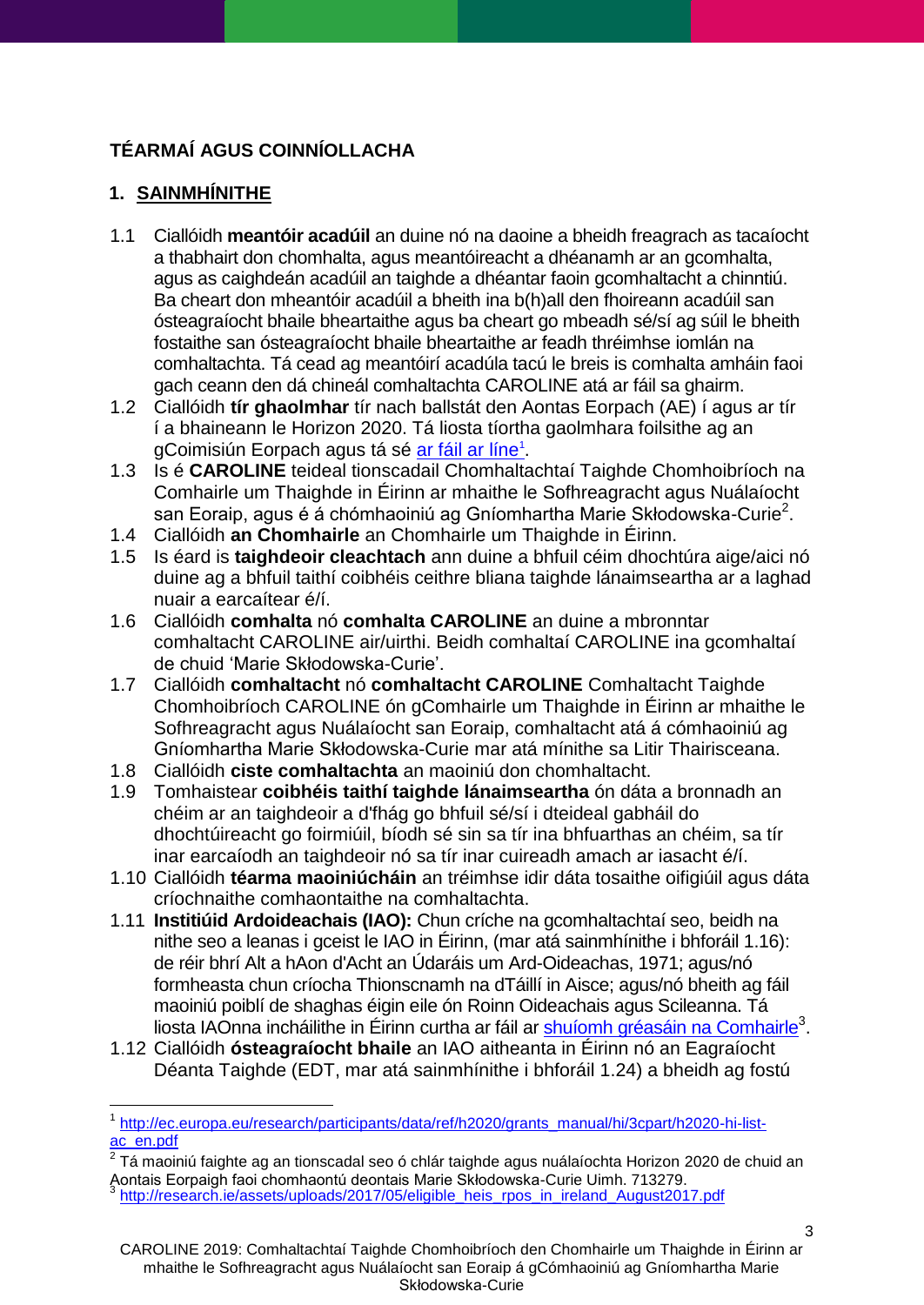**TÉARMAÍ AGUS COINNÍOLLACHA**

## 1. SAINMHÍNITHE

1.1 Ciallóidh **meantóir acadúil** an duine nó na daoine a bheidh freagrach as tacaíocht a thabhairt don chomhalta, agus meantóireacht a dhéanamh ar an gcomhalta, agus as caighdeán acadúil an taighde a dhéantar faoin gcomhaltacht a chinntiú. Ba cheart don mheantóir acadúil a bheith ina b(h)all den fhoireann acadúil san ósteagraíocht bhaile bheartaithe agus ba cheart go mbeadh sé/sí ag súil le bheith fostaithe san ósteagraíocht bhaile bheartaithe ar feadh thréimhse iomlán na comhaltachta. Tá cead ag meantóirí acadúla tacú le breis is comhalta amháin faoi gach ceann den dá chineál comhaltachta CAROLINE atá ar fáil sa ghairm.

1.2 Ciallóidh **tír ghaolmhar** tír nach ballstát den Aontas Eorpach (AE) í agus ar tír í a bhaineann le Horizon 2020. Tá liosta tíortha gaolmhara foilsithe ag an gCoimisiún Eorpach agus tá sé [ar fáil ar líne][1].

1.3 Is é **CAROLINE** teideal tionscadail Chomhaltachtaí Taighde Chomhoibríoch na Comhairle um Thaighde in Éirinn ar mhaithe le Sofhreagracht agus Nuálaíocht san Eoraip, agus é á chómhaoiniú ag Gníomhartha Marie Skłodowska-Curie[2].

1.4 Ciallóidh **an Chomhairle** an Chomhairle um Thaighde in Éirinn.

1.5 Is éard is **taighdeoir cleachtach** ann duine a bhfuil céim dhochtúra aige/aici nó duine ag a bhfuil taithí coibhéis ceithre bliana taighde lánaimseartha ar a laghad nuair a earcaítear é/í.

1.6 Ciallóidh **comhalta** nó **comhalta CAROLINE** an duine a mbronntar comhaltacht CAROLINE air/uirthi. Beidh comhaltaí CAROLINE ina gcomhaltaí de chuid 'Marie Skłodowska-Curie'.

1.7 Ciallóidh **comhaltacht** nó **comhaltacht CAROLINE** Comhaltacht Taighde Chomhoibríoch CAROLINE ón gComhairle um Thaighde in Éirinn ar mhaithe le Sofhreagracht agus Nuálaíocht san Eoraip, comhaltacht atá á cómhaoiniú ag Gníomhartha Marie Skłodowska-Curie mar atá mínithe sa Litir Thairisceana.

1.8 Ciallóidh **ciste comhaltachta** an maoiniú don chomhaltacht.

1.9 Tomhaistear **coibhéis taithí taighde lánaimseartha** ón dáta a bronnadh an chéim ar an taighdeoir a d'fhág go bhfuil sé/sí i dteideal gabháil do dhochtúireacht go foirmiúil, bíodh sé sin sa tír ina bhfuarthas an chéim, sa tír inar earcaíodh an taighdeoir nó sa tír inar cuireadh amach ar iasacht é/í.

1.10 Ciallóidh **téarma maoiniúcháin** an tréimhse idir dáta tosaithe oifigiúil agus dáta críochnaithe comhaontaithe na comhaltachta.

1.11 **Institiúid Ardoideachais (IAO):** Chun críche na gcomhaltachtaí seo, beidh na nithe seo a leanas i gceist le IAO in Éirinn, (mar atá sainmhínithe i bhforáil 1.16): de réir bhrí Alt a hAon d'Acht an Údaráis um Ard-Oideachas, 1971; agus/nó formheasta chun críocha Thionscnamh na dTáillí in Aisce; agus/nó bheith ag fáil maoiniú poiblí de shaghas éigin eile ón Roinn Oideachais agus Scileanna. Tá liosta IAOnna incháilithe in Éirinn curtha ar fáil ar [shuíomh gréasáin na Comhairle][3].

1.12 Ciallóidh **ósteagraíocht bhaile** an IAO aitheanta in Éirinn nó an Eagraíocht Déanta Taighde (EDT, mar atá sainmhínithe i bhforáil 1.24) a bheidh ag fostú

---

[1] http://ec.europa.eu/research/participants/data/ref/h2020/grants_manual/hi/3cpart/h2020-hi-list-ac_en.pdf

[2] Tá maoiniú faighte ag an tionscadal seo ó chlár taighde agus nuálaíochta Horizon 2020 de chuid an Aontais Eorpaigh faoi chomhaontú deontais Marie Skłodowska-Curie Uimh. 713279.

[3] http://research.ie/assets/uploads/2017/05/eligible_heis_rpos_in_ireland_August2017.pdf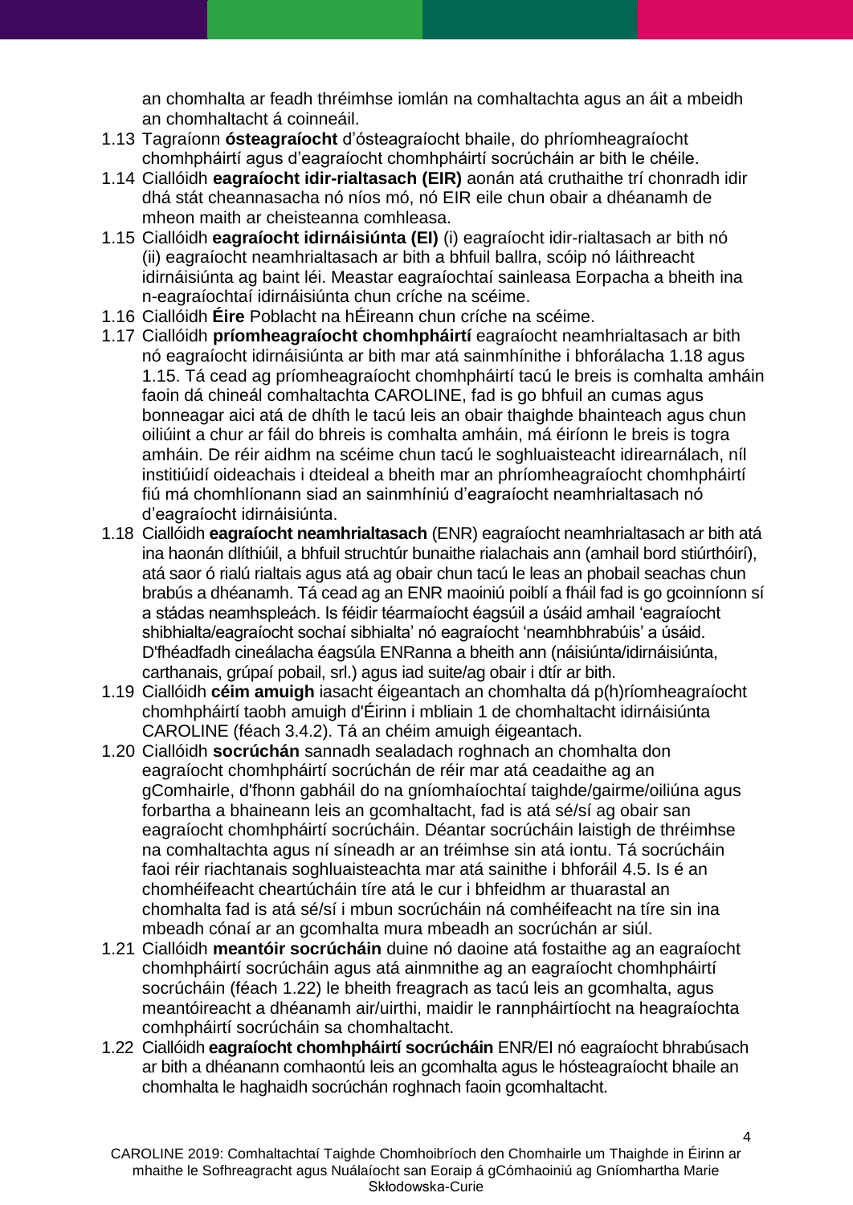an chomhalta ar feadh thréimhse iomlán na comhaltachta agus an áit a mbeidh an chomhaltacht á coinneáil.

1.13 Tagraíonn **ósteagraíocht** d'ósteagraíocht bhaile, do phríomheagraíocht chomhpháirtí agus d'eagraíocht chomhpháirtí socrúcháin ar bith le chéile.

1.14 Ciallóidh **eagraíocht idir-rialtasach (EIR)** aonán atá cruthaithe trí chonradh idir dhá stát cheannasacha nó níos mó, nó EIR eile chun obair a dhéanamh de mheon maith ar cheisteanna comhleasa.

1.15 Ciallóidh **eagraíocht idirnáisiúnta (EI)** (i) eagraíocht idir-rialtasach ar bith nó (ii) eagraíocht neamhrialtasach ar bith a bhfuil ballra, scóip nó láithreacht idirnáisiúnta ag baint léi. Meastar eagraíochtaí sainleasa Eorpacha a bheith ina n-eagraíochtaí idirnáisiúnta chun críche na scéime.

1.16 Ciallóidh **Éire** Poblacht na hÉireann chun críche na scéime.

1.17 Ciallóidh **príomheagraíocht chomhpháirtí** eagraíocht neamhrialtasach ar bith nó eagraíocht idirnáisiúnta ar bith mar atá sainmhínithe i bhforálacha 1.18 agus 1.15. Tá cead ag príomheagraíocht chomhpháirtí tacú le breis is comhalta amháin faoin dá chineál comhaltachta CAROLINE, fad is go bhfuil an cumas agus bonneagar aici atá de dhíth le tacú leis an obair thaighde bhainteach agus chun oiliúint a chur ar fáil do bhreis is comhalta amháin, má éiríonn le breis is togra amháin. De réir aidhm na scéime chun tacú le soghluaisteacht idirearnálach, níl institiúidí oideachais i dteideal a bheith mar an phríomheagraíocht chomhpháirtí fiú má chomhlíonann siad an sainmhíniú d'eagraíocht neamhrialtasach nó d'eagraíocht idirnáisiúnta.

1.18 Ciallóidh **eagraíocht neamhrialtasach** (ENR) eagraíocht neamhrialtasach ar bith atá ina haonán dlíthiúil, a bhfuil struchtúr bunaithe rialachais ann (amhail bord stiúrthóirí), atá saor ó rialú rialtais agus atá ag obair chun tacú le leas an phobail seachas chun brabús a dhéanamh. Tá cead ag an ENR maoiniú poiblí a fháil fad is go gcoinníonn sí a stádas neamhspleách. Is féidir téarmaíocht éagsúil a úsáid amhail 'eagraíocht shibhialta/eagraíocht sochaí sibhialta' nó eagraíocht 'neamhbhrabúis' a úsáid. D'fhéadfadh cineálacha éagsúla ENRanna a bheith ann (náisiúnta/idirnáisiúnta, carthanais, grúpaí pobail, srl.) agus iad suite/ag obair i dtír ar bith.

1.19 Ciallóidh **céim amuigh** iasacht éigeantach an chomhalta dá p(h)ríomheagraíocht chomhpháirtí taobh amuigh d'Éirinn i mbliain 1 de chomhaltacht idirnáisiúnta CAROLINE (féach 3.4.2). Tá an chéim amuigh éigeantach.

1.20 Ciallóidh **socrúchán** sannadh sealadach roghnach an chomhalta don eagraíocht chomhpháirtí socrúchán de réir mar atá ceadaithe ag an gComhairle, d'fhonn gabháil do na gníomhaíochtaí taighde/gairme/oiliúna agus forbartha a bhaineann leis an gcomhaltacht, fad is atá sé/sí ag obair san eagraíocht chomhpháirtí socrúcháin. Déantar socrúcháin laistigh de thréimhse na comhaltachta agus ní síneadh ar an tréimhse sin atá iontu. Tá socrúcháin faoi réir riachtanais soghluaisteachta mar atá sainithe i bhforáil 4.5. Is é an chomhéifeacht cheartúcháin tíre atá le cur i bhfeidhm ar thuarastal an chomhalta fad is atá sé/sí i mbun socrúcháin ná comhéifeacht na tíre sin ina mbeadh cónaí ar an gcomhalta mura mbeadh an socrúchán ar siúl.

1.21 Ciallóidh **meantóir socrúcháin** duine nó daoine atá fostaithe ag an eagraíocht chomhpháirtí socrúcháin agus atá ainmnithe ag an eagraíocht chomhpháirtí socrúcháin (féach 1.22) le bheith freagrach as tacú leis an gcomhalta, agus meantóireacht a dhéanamh air/uirthi, maidir le rannpháirtíocht na heagraíochta comhpháirtí socrúcháin sa chomhaltacht.

1.22 Ciallóidh **eagraíocht chomhpháirtí socrúcháin** ENR/EI nó eagraíocht bhrabúsach ar bith a dhéanann comhaontú leis an gcomhalta agus le hósteagraíocht bhaile an chomhalta le haghaidh socrúchán roghnach faoin gcomhaltacht.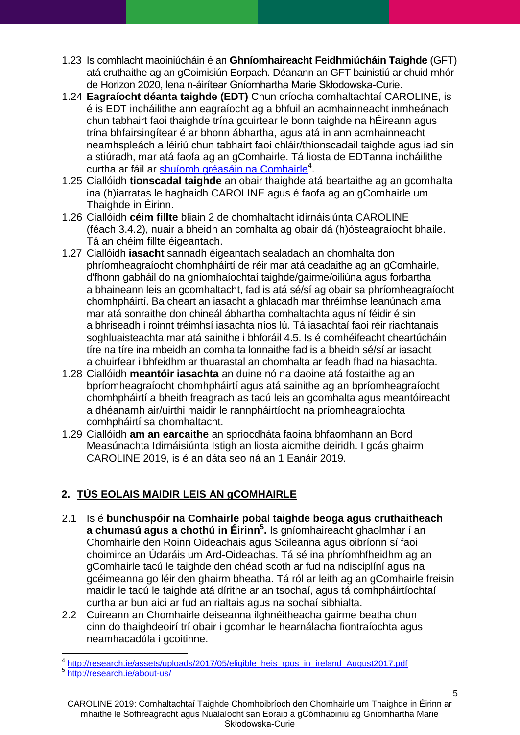1.23 Is comhlacht maoiniúcháin é an **Ghníomhaireacht Feidhmiúcháin Taighde** (GFT) atá cruthaithe ag an gCoimisiún Eorpach. Déanann an GFT bainistiú ar chuid mhór de Horizon 2020, lena n-áirítear Gníomhartha Marie Skłodowska-Curie.

1.24 **Eagraíocht déanta taighde (EDT)** Chun críocha comhaltachtaí CAROLINE, is é is EDT incháilithe ann eagraíocht ag a bhfuil an acmhainneacht inmheánach chun tabhairt faoi thaighde trína gcuirtear le bonn taighde na hÉireann agus trína bhfairsingítear é ar bhonn ábhartha, agus atá in ann acmhainneacht neamhspleách a léiriú chun tabhairt faoi chláir/thionscadail taighde agus iad sin a stiúradh, mar atá faofa ag an gComhairle. Tá liosta de EDTanna incháilithe curtha ar fáil ar [shuíomh gréasáin na Comhairle](http://research.ie/assets/uploads/2017/05/eligible_heis_rpos_in_ireland_August2017.pdf)[4].

1.25 Ciallóidh **tionscadal taighde** an obair thaighde atá beartaithe ag an gcomhalta ina (h)iarratas le haghaidh CAROLINE agus é faofa ag an gComhairle um Thaighde in Éirinn.

1.26 Ciallóidh **céim fillte** bliain 2 de chomhaltacht idirnáisiúnta CAROLINE (féach 3.4.2), nuair a bheidh an comhalta ag obair dá (h)ósteagraíocht bhaile. Tá an chéim fillte éigeantach.

1.27 Ciallóidh **iasacht** sannadh éigeantach sealadach an chomhalta don phríomheagraíocht chomhpháirtí de réir mar atá ceadaithe ag an gComhairle, d'fhonn gabháil do na gníomhaíochtaí taighde/gairme/oiliúna agus forbartha a bhaineann leis an gcomhaltacht, fad is atá sé/sí ag obair sa phríomheagraíocht chomhpháirtí. Ba cheart an iasacht a ghlacadh mar thréimhse leanúnach ama mar atá sonraithe don chineál ábhartha comhaltachta agus ní féidir é sin a bhriseadh i roinnt tréimhsí iasachta níos lú. Tá iasachtaí faoi réir riachtanais soghluaisteachta mar atá sainithe i bhforáil 4.5. Is é comhéifeacht cheartúcháin tíre na tíre ina mbeidh an comhalta lonnaithe fad is a bheidh sé/sí ar iasacht a chuirfear i bhfeidhm ar thuarastal an chomhalta ar feadh fhad na hiasachta.

1.28 Ciallóidh **meantóir iasachta** an duine nó na daoine atá fostaithe ag an bpríomheagraíocht chomhpháirtí agus atá sainithe ag an bpríomheagraíocht chomhpháirtí a bheith freagrach as tacú leis an gcomhalta agus meantóireacht a dhéanamh air/uirthi maidir le rannpháirtíocht na príomheagraíochta comhpháirtí sa chomhaltacht.

1.29 Ciallóidh **am an earcaithe** an spriocdháta faoina bhfaomhann an Bord Measúnachta Idirnáisiúnta Istigh an liosta aicmithe deiridh. I gcás ghairm CAROLINE 2019, is é an dáta seo ná an 1 Eanáir 2019.

## 2. TÚS EOLAIS MAIDIR LEIS AN gCOMHAIRLE

2.1 Is é **bunchuspóir na Comhairle pobal taighde beoga agus cruthaitheach a chumasú agus a chothú in Éirinn[5].** Is gníomhaireacht ghaolmhar í an Chomhairle den Roinn Oideachais agus Scileanna agus oibríonn sí faoi choimirce an Údaráis um Ard-Oideachas. Tá sé ina phríomhfheidhm ag an gComhairle tacú le taighde den chéad scoth ar fud na ndisciplíní agus na gcéimeanna go léir den ghairm bheatha. Tá ról ar leith ag an gComhairle freisin maidir le tacú le taighde atá dírithe ar an tsochaí, agus tá comhpháirtíochtaí curtha ar bun aici ar fud an rialtais agus na sochaí sibhialta.

2.2 Cuireann an Chomhairle deiseanna ilghnéitheacha gairme beatha chun cinn do thaighdeoirí trí obair i gcomhar le hearnálacha fiontraíochta agus neamhacadúla i gcoitinne.

---

[4] http://research.ie/assets/uploads/2017/05/eligible_heis_rpos_in_ireland_August2017.pdf

[5] http://research.ie/about-us/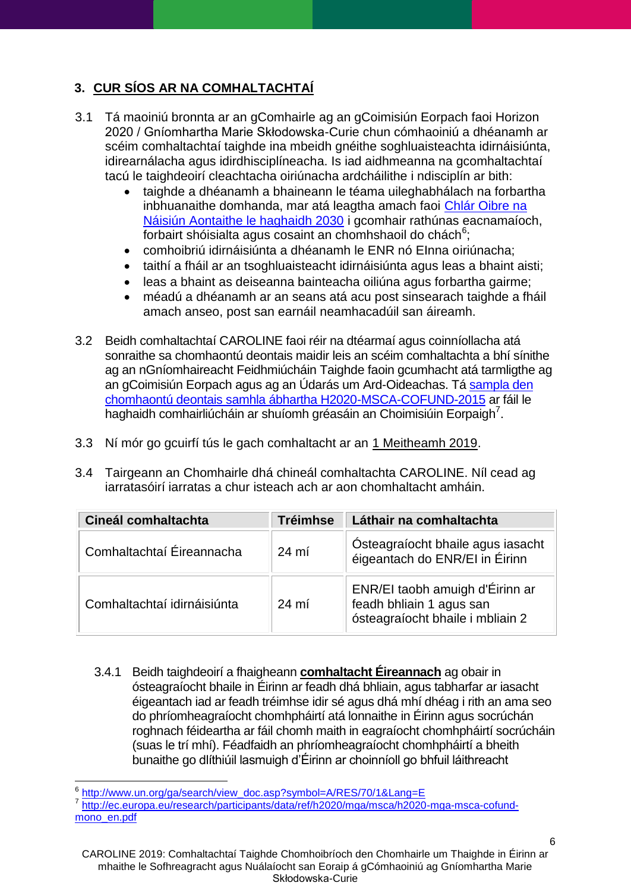## 3. CUR SÍOS AR NA COMHALTACHTAÍ

3.1 Tá maoiniú bronnta ar an gComhairle ag an gCoimisiún Eorpach faoi Horizon 2020 / Gníomhartha Marie Skłodowska-Curie chun cómhaoiniú a dhéanamh ar scéim comhaltachtaí taighde ina mbeidh gnéithe soghluaisteachta idirnáisiúnta, idirearnálacha agus idirdhisciplíneacha. Is iad aidhmeanna na gcomhaltachtaí tacú le taighdeoirí cleachtacha oiriúnacha ardcháilithe i ndisciplín ar bith:

- taighde a dhéanamh a bhaineann le téama uileghabhálach na forbartha inbhuanaithe domhanda, mar atá leagtha amach faoi [Chlár Oibre na Náisiún Aontaithe le haghaidh 2030](http://www.un.org/ga/search/view_doc.asp?symbol=A/RES/70/1&Lang=E) i gcomhair rathúnas eacnamaíoch, forbairt shóisialta agus cosaint an chomhshaoil do chách[6];
- comhoibriú idirnáisiúnta a dhéanamh le ENR nó EInna oiriúnacha;
- taithí a fháil ar an tsoghluaisteacht idirnáisiúnta agus leas a bhaint aisti;
- leas a bhaint as deiseanna bainteacha oiliúna agus forbartha gairme;
- méadú a dhéanamh ar an seans atá acu post sinsearach taighde a fháil amach anseo, post san earnáil neamhacadúil san áireamh.

3.2 Beidh comhaltachtaí CAROLINE faoi réir na dtéarmaí agus coinníollacha atá sonraithe sa chomhaontú deontais maidir leis an scéim comhaltachta a bhí sínithe ag an nGníomhaireacht Feidhmiúcháin Taighde faoin gcumhacht atá tarmligthe ag an gCoimisiún Eorpach agus ag an Údarás um Ard-Oideachas. Tá [sampla den chomhaontú deontais samhla ábhartha H2020-MSCA-COFUND-2015](http://ec.europa.eu/research/participants/data/ref/h2020/mga/msca/h2020-mga-msca-cofund-mono_en.pdf) ar fáil le haghaidh comhairliúcháin ar shuíomh gréasáin an Choimisiúin Eorpaigh[7].

3.3 Ní mór go gcuirfí tús le gach comhaltacht ar an 1 Meitheamh 2019.

3.4 Tairgeann an Chomhairle dhá chineál comhaltachta CAROLINE. Níl cead ag iarratasóirí iarratas a chur isteach ach ar aon chomhaltacht amháin.

| Cineál comhaltachta | Tréimhse | Láthair na comhaltachta |
|---|---|---|
| Comhaltachtaí Éireannacha | 24 mí | Ósteagraíocht bhaile agus iasacht éigeantach do ENR/EI in Éirinn |
| Comhaltachtaí idirnáisiúnta | 24 mí | ENR/EI taobh amuigh d'Éirinn ar feadh bhliain 1 agus san ósteagraíocht bhaile i mbliain 2 |

3.4.1 Beidh taighdeoirí a fhaigheann **comhaltacht Éireannach** ag obair in ósteagraíocht bhaile in Éirinn ar feadh dhá bhliain, agus tabharfar ar iasacht éigeantach iad ar feadh tréimhse idir sé agus dhá mhí dhéag i rith an ama seo do phríomheagraíocht chomhpháirtí atá lonnaithe in Éirinn agus socrúchán roghnach féideartha ar fáil chomh maith in eagraíocht chomhpháirtí socrúcháin (suas le trí mhí). Féadfaidh an phríomheagraíocht chomhpháirtí a bheith bunaithe go dlíthiúil lasmuigh d'Éirinn ar choinníoll go bhfuil láithreacht

---

[6] http://www.un.org/ga/search/view_doc.asp?symbol=A/RES/70/1&Lang=E

[7] http://ec.europa.eu/research/participants/data/ref/h2020/mga/msca/h2020-mga-msca-cofund-mono_en.pdf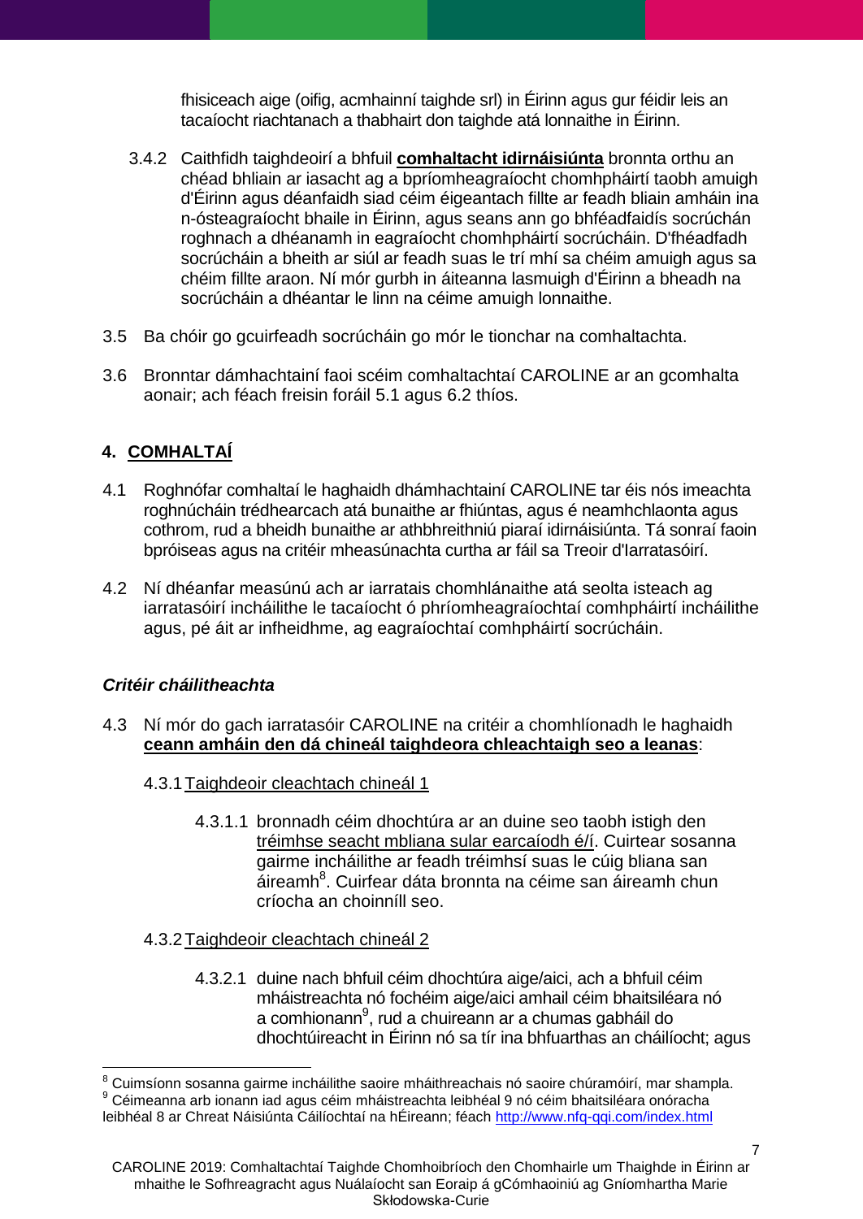fhisiceach aige (oifig, acmhainní taighde srl) in Éirinn agus gur féidir leis an tacaíocht riachtanach a thabhairt don taighde atá lonnaithe in Éirinn.

3.4.2 Caithfidh taighdeoirí a bhfuil **comhaltacht idirnáisiúnta** bronnta orthu an chéad bhliain ar iasacht ag a bpríomheagraíocht chomhpháirtí taobh amuigh d'Éirinn agus déanfaidh siad céim éigeantach fillte ar feadh bliain amháin ina n-ósteagraíocht bhaile in Éirinn, agus seans ann go bhféadfaidís socrúchán roghnach a dhéanamh in eagraíocht chomhpháirtí socrúcháin. D'fhéadfadh socrúcháin a bheith ar siúl ar feadh suas le trí mhí sa chéim amuigh agus sa chéim fillte araon. Ní mór gurbh in áiteanna lasmuigh d'Éirinn a bheadh na socrúcháin a dhéantar le linn na céime amuigh lonnaithe.

3.5 Ba chóir go gcuirfeadh socrúcháin go mór le tionchar na comhaltachta.

3.6 Bronntar dámhachtainí faoi scéim comhaltachtaí CAROLINE ar an gcomhalta aonair; ach féach freisin foráil 5.1 agus 6.2 thíos.

## 4. COMHALTAÍ

4.1 Roghnófar comhaltaí le haghaidh dhámhachtainí CAROLINE tar éis nós imeachta roghnúcháin trédhearcach atá bunaithe ar fhiúntas, agus é neamhchlaonta agus cothrom, rud a bheidh bunaithe ar athbhreithniú piaraí idirnáisiúnta. Tá sonraí faoin bpróiseas agus na critéir mheasúnachta curtha ar fáil sa Treoir d'Iarratasóirí.

4.2 Ní dhéanfar measúnú ach ar iarratais chomhlánaithe atá seolta isteach ag iarratasóirí incháilithe le tacaíocht ó phríomheagraíochtaí comhpháirtí incháilithe agus, pé áit ar infheidhme, ag eagraíochtaí comhpháirtí socrúcháin.

### *Critéir cháilitheachta*

4.3 Ní mór do gach iarratasóir CAROLINE na critéir a chomhlíonadh le haghaidh **ceann amháin den dá chineál taighdeora chleachtaigh seo a leanas**:

4.3.1 Taighdeoir cleachtach chineál 1

4.3.1.1 bronnadh céim dhochtúra ar an duine seo taobh istigh den tréimhse seacht mbliana sular earcaíodh é/í. Cuirtear sosanna gairme incháilithe ar feadh tréimhsí suas le cúig bliana san áireamh[8]. Cuirfear dáta bronnta na céime san áireamh chun críocha an choinníll seo.

4.3.2 Taighdeoir cleachtach chineál 2

4.3.2.1 duine nach bhfuil céim dhochtúra aige/aici, ach a bhfuil céim mháistreachta nó fochéim aige/aici amhail céim bhaitsiléara nó a comhionann[9], rud a chuireann ar a chumas gabháil do dhochtúireacht in Éirinn nó sa tír ina bhfuarthas an cháilíocht; agus

[8] Cuimsíonn sosanna gairme incháilithe saoire mháithreachais nó saoire chúramóirí, mar shampla.

[9] Céimeanna arb ionann iad agus céim mháistreachta leibhéal 9 nó céim bhaitsiléara onóracha leibhéal 8 ar Chreat Náisiúnta Cáilíochtaí na hÉireann; féach http://www.nfq-qqi.com/index.html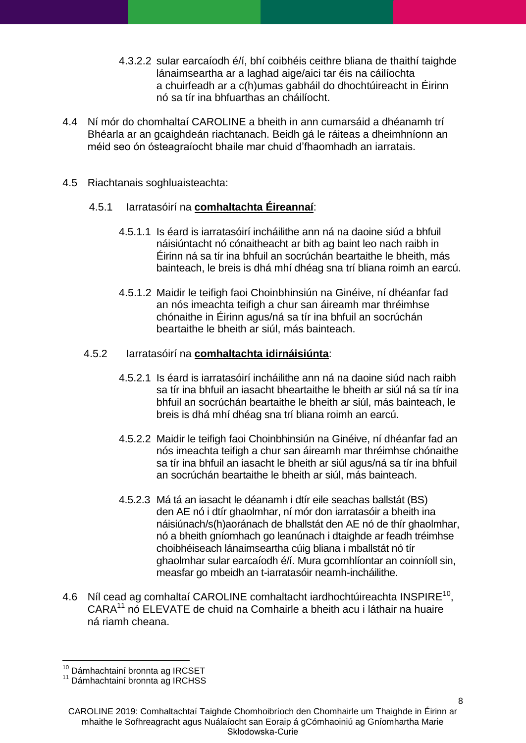4.3.2.2 sular earcaíodh é/í, bhí coibhéis ceithre bliana de thaithí taighde lánaimseartha ar a laghad aige/aici tar éis na cáilíochta a chuirfeadh ar a c(h)umas gabháil do dhochtúireacht in Éirinn nó sa tír ina bhfuarthas an cháilíocht.

4.4 Ní mór do chomhaltaí CAROLINE a bheith in ann cumarsáid a dhéanamh trí Bhéarla ar an gcaighdeán riachtanach. Beidh gá le ráiteas a dheimhníonn an méid seo ón ósteagraíocht bhaile mar chuid d'fhaomhadh an iarratais.

4.5 Riachtanais soghluaisteachta:

4.5.1 Iarratasóirí na **comhaltachta Éireannaí**:

4.5.1.1 Is éard is iarratasóirí incháilithe ann ná na daoine siúd a bhfuil náisiúntacht nó cónaitheacht ar bith ag baint leo nach raibh in Éirinn ná sa tír ina bhfuil an socrúchán beartaithe le bheith, más bainteach, le breis is dhá mhí dhéag sna trí bliana roimh an earcú.

4.5.1.2 Maidir le teifigh faoi Choinbhinsiún na Ginéive, ní dhéanfar fad an nós imeachta teifigh a chur san áireamh mar thréimhse chónaithe in Éirinn agus/ná sa tír ina bhfuil an socrúchán beartaithe le bheith ar siúl, más bainteach.

4.5.2 Iarratasóirí na **comhaltachta idirnáisiúnta**:

4.5.2.1 Is éard is iarratasóirí incháilithe ann ná na daoine siúd nach raibh sa tír ina bhfuil an iasacht bheartaithe le bheith ar siúl ná sa tír ina bhfuil an socrúchán beartaithe le bheith ar siúl, más bainteach, le breis is dhá mhí dhéag sna trí bliana roimh an earcú.

4.5.2.2 Maidir le teifigh faoi Choinbhinsiún na Ginéive, ní dhéanfar fad an nós imeachta teifigh a chur san áireamh mar thréimhse chónaithe sa tír ina bhfuil an iasacht le bheith ar siúl agus/ná sa tír ina bhfuil an socrúchán beartaithe le bheith ar siúl, más bainteach.

4.5.2.3 Má tá an iasacht le déanamh i dtír eile seachas ballstát (BS) den AE nó i dtír ghaolmhar, ní mór don iarratasóir a bheith ina náisiúnach/s(h)aoránach de bhallstát den AE nó de thír ghaolmhar, nó a bheith gníomhach go leanúnach i dtaighde ar feadh tréimhse choibhéiseach lánaimseartha cúig bliana i mballstát nó tír ghaolmhar sular earcaíodh é/í. Mura gcomhlíontar an coinníoll sin, measfar go mbeidh an t-iarratasóir neamh-incháilithe.

4.6 Níl cead ag comhaltaí CAROLINE comhaltacht iardhochtúireachta INSPIRE[10], CARA[11] nó ELEVATE de chuid na Comhairle a bheith acu i láthair na huaire ná riamh cheana.

[10] Dámhachtainí bronnta ag IRCSET
[11] Dámhachtainí bronnta ag IRCHSS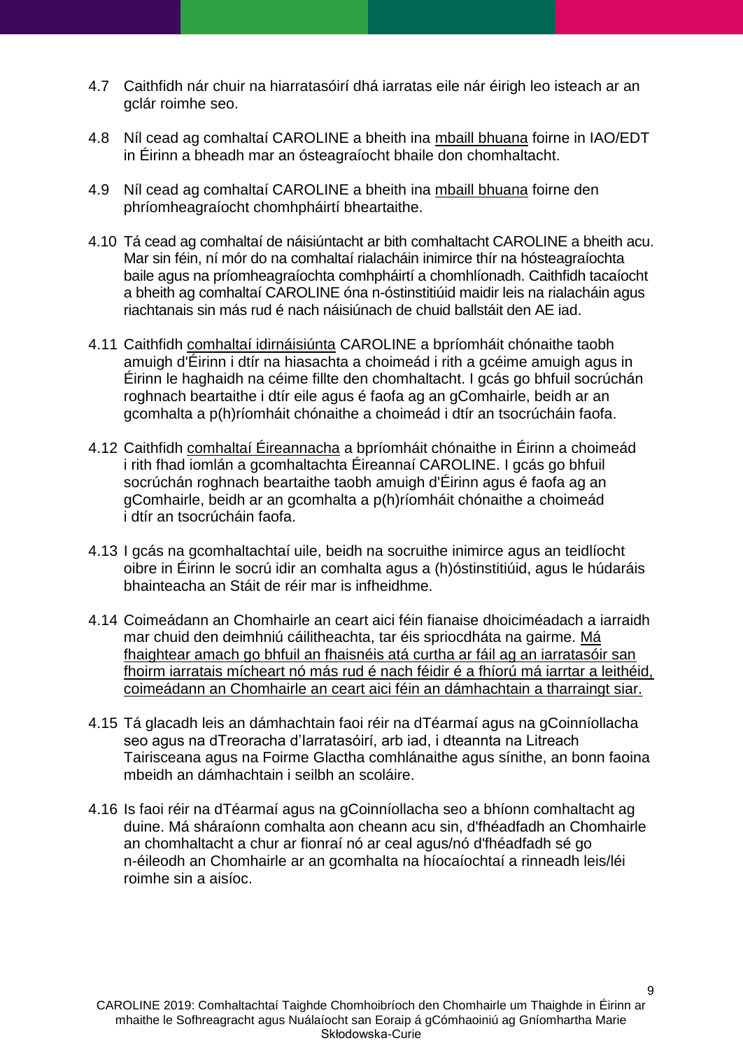4.7 Caithfidh nár chuir na hiarratasóirí dhá iarratas eile nár éirigh leo isteach ar an gclár roimhe seo.

4.8 Níl cead ag comhaltaí CAROLINE a bheith ina <u>mbaill bhuana</u> foirne in IAO/EDT in Éirinn a bheadh mar an ósteagraíocht bhaile don chomhaltacht.

4.9 Níl cead ag comhaltaí CAROLINE a bheith ina <u>mbaill bhuana</u> foirne den phríomheagraíocht chomhpháirtí bheartaithe.

4.10 Tá cead ag comhaltaí de náisiúntacht ar bith comhaltacht CAROLINE a bheith acu. Mar sin féin, ní mór do na comhaltaí rialacháin inimirce thír na hósteagraíochta baile agus na príomheagraíochta comhpháirtí a chomhlíonadh. Caithfidh tacaíocht a bheith ag comhaltaí CAROLINE óna n-óstinstitiúid maidir leis na rialacháin agus riachtanais sin más rud é nach náisiúnach de chuid ballstáit den AE iad.

4.11 Caithfidh <u>comhaltaí idirnáisiúnta</u> CAROLINE a bpríomháit chónaithe taobh amuigh d'Éirinn i dtír na hiasachta a choimeád i rith a gcéime amuigh agus in Éirinn le haghaidh na céime fillte den chomhaltacht. I gcás go bhfuil socrúchán roghnach beartaithe i dtír eile agus é faofa ag an gComhairle, beidh ar an gcomhalta a p(h)ríomháit chónaithe a choimeád i dtír an tsocrúcháin faofa.

4.12 Caithfidh <u>comhaltaí Éireannacha</u> a bpríomháit chónaithe in Éirinn a choimeád i rith fhad iomlán a gcomhaltachta Éireannaí CAROLINE. I gcás go bhfuil socrúchán roghnach beartaithe taobh amuigh d'Éirinn agus é faofa ag an gComhairle, beidh ar an gcomhalta a p(h)ríomháit chónaithe a choimeád i dtír an tsocrúcháin faofa.

4.13 I gcás na gcomhaltachtaí uile, beidh na socruithe inimirce agus an teidlíocht oibre in Éirinn le socrú idir an comhalta agus a (h)óstinstitiúid, agus le húdaráis bhainteacha an Stáit de réir mar is infheidhme.

4.14 Coimeádann an Chomhairle an ceart aici féin fianaise dhoiciméadach a iarraidh mar chuid den deimhniú cáilitheachta, tar éis spriocdháta na gairme. <u>Má fhaightear amach go bhfuil an fhaisnéis atá curtha ar fáil ag an iarratasóir san fhoirm iarratais mícheart nó más rud é nach féidir é a fhíorú má iarrtar a leithéid, coimeádann an Chomhairle an ceart aici féin an dámhachtain a tharraingt siar.</u>

4.15 Tá glacadh leis an dámhachtain faoi réir na dTéarmaí agus na gCoinníollacha seo agus na dTreoracha d'Iarratasóirí, arb iad, i dteannta na Litreach Tairisceana agus na Foirme Glactha comhlánaithe agus sínithe, an bonn faoina mbeidh an dámhachtain i seilbh an scoláire.

4.16 Is faoi réir na dTéarmaí agus na gCoinníollacha seo a bhíonn comhaltacht ag duine. Má sháraíonn comhalta aon cheann acu sin, d'fhéadfadh an Chomhairle an chomhaltacht a chur ar fionraí nó ar ceal agus/nó d'fhéadfadh sé go n-éileodh an Chomhairle ar an gcomhalta na híocaíochtaí a rinneadh leis/léi roimhe sin a aisíoc.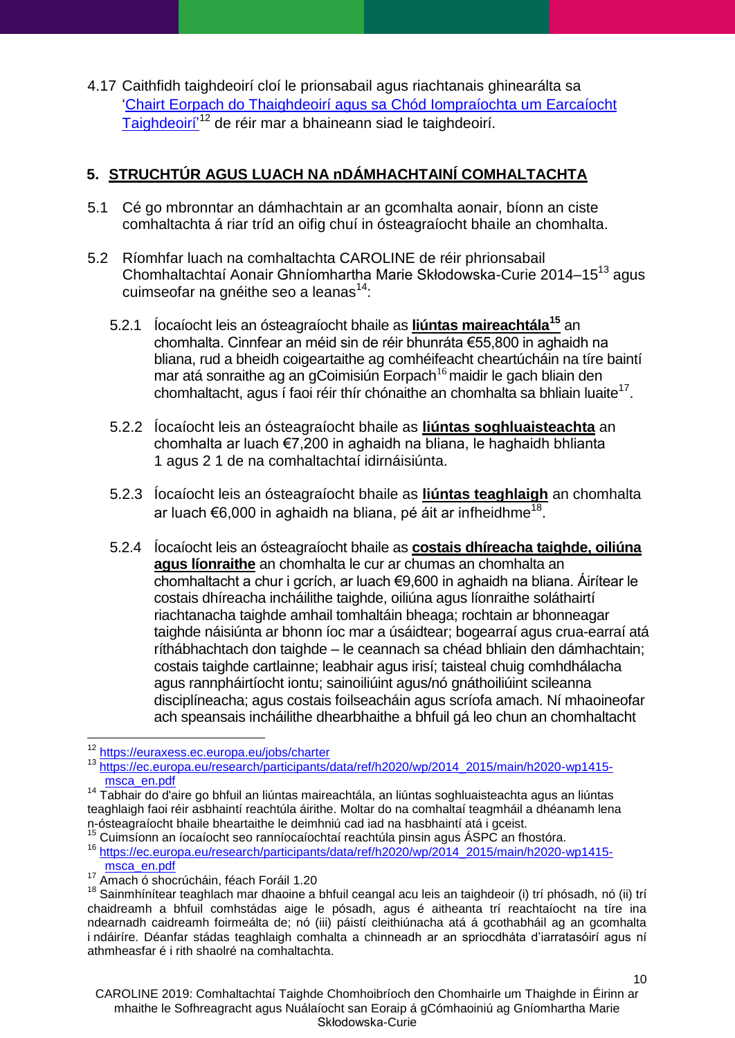4.17 Caithfidh taighdeoirí cloí le prionsabail agus riachtanais ghinearálta sa '[Chairt Eorpach do Thaighdeoirí agus sa Chód Iompraíochta um Earcaíocht Taighdeoirí](https://euraxess.ec.europa.eu/jobs/charter)'[12] de réir mar a bhaineann siad le taighdeoirí.

## 5. STRUCHTÚR AGUS LUACH NA nDÁMHACHTAINÍ COMHALTACHTA

5.1 Cé go mbronntar an dámhachtain ar an gcomhalta aonair, bíonn an ciste comhaltachta á riar tríd an oifig chuí in ósteagraíocht bhaile an chomhalta.

5.2 Ríomhfar luach na comhaltachta CAROLINE de réir phrionsabail Chomhaltachtaí Aonair Ghníomhartha Marie Skłodowska-Curie 2014–15[13] agus cuimseofar na gnéithe seo a leanas[14]:

5.2.1 Íocaíocht leis an ósteagraíocht bhaile as **liúntas maireachtála[15]** an chomhalta. Cinnfear an méid sin de réir bhunráta €55,800 in aghaidh na bliana, rud a bheidh coigeartaithe ag comhéifeacht cheartúcháin na tíre baintí mar atá sonraithe ag an gCoimisiún Eorpach[16] maidir le gach bliain den chomhaltacht, agus í faoi réir thír chónaithe an chomhalta sa bhliain luaite[17].

5.2.2 Íocaíocht leis an ósteagraíocht bhaile as **liúntas soghluaisteachta** an chomhalta ar luach €7,200 in aghaidh na bliana, le haghaidh bhlianta 1 agus 2 1 de na comhaltachtaí idirnáisiúnta.

5.2.3 Íocaíocht leis an ósteagraíocht bhaile as **liúntas teaghlaigh** an chomhalta ar luach €6,000 in aghaidh na bliana, pé áit ar infheidhme[18].

5.2.4 Íocaíocht leis an ósteagraíocht bhaile as **costais dhíreacha taighde, oiliúna agus líonraithe** an chomhalta le cur ar chumas an chomhalta an chomhaltacht a chur i gcrích, ar luach €9,600 in aghaidh na bliana. Áirítear le costais dhíreacha incháilithe taighde, oiliúna agus líonraithe soláthairtí riachtanacha taighde amhail tomhaltáin bheaga; rochtain ar bhonneagar taighde náisiúnta ar bhonn íoc mar a úsáidtear; bogearraí agus crua-earraí atá ríthábhachtach don taighde – le ceannach sa chéad bhliain den dámhachtain; costais taighde cartlainne; leabhair agus irisí; taisteal chuig comhdhálacha agus rannpháirtíocht iontu; sainoiliúint agus/nó gnáthoiliúint scileanna disciplíneacha; agus costais foilseacháin agus scríofa amach. Ní mhaoineofar ach speansais incháilithe dhearbhaithe a bhfuil gá leo chun an chomhaltacht

---

[12] https://euraxess.ec.europa.eu/jobs/charter

[13] https://ec.europa.eu/research/participants/data/ref/h2020/wp/2014_2015/main/h2020-wp1415-msca_en.pdf

[14] Tabhair do d'aire go bhfuil an liúntas maireachtála, an liúntas soghluaisteachta agus an liúntas teaghlaigh faoi réir asbhaintí reachtúla áirithe. Moltar do na comhaltaí teagmháil a dhéanamh lena n-óstaeagraíocht bhaile bheartaithe le deimhniú cad iad na hasbhaintí atá i gceist.

[15] Cuimsíonn an íocaíocht seo ranníocaíochtaí reachtúla pinsin agus ÁSPC an fhostóra.

[16] https://ec.europa.eu/research/participants/data/ref/h2020/wp/2014_2015/main/h2020-wp1415-msca_en.pdf

[17] Amach ó shocrúcháin, féach Foráil 1.20

[18] Sainmhínítear teaghlach mar dhaoine a bhfuil ceangal acu leis an taighdeoir (i) trí phósadh, nó (ii) trí chaidreamh a bhfuil comhstádas aige le pósadh, agus é aitheanta trí reachtaíocht na tíre ina ndearnadh caidreamh foirmeálta de; nó (iii) páistí cleithiúnacha atá á gcothabháil ag an gcomhalta i ndáiríre. Déanfar stádas teaghlaigh comhalta a chinneadh ar an spriocdháta d'iarratasóirí agus ní athmheasfar é i rith shaolré na comhaltachta.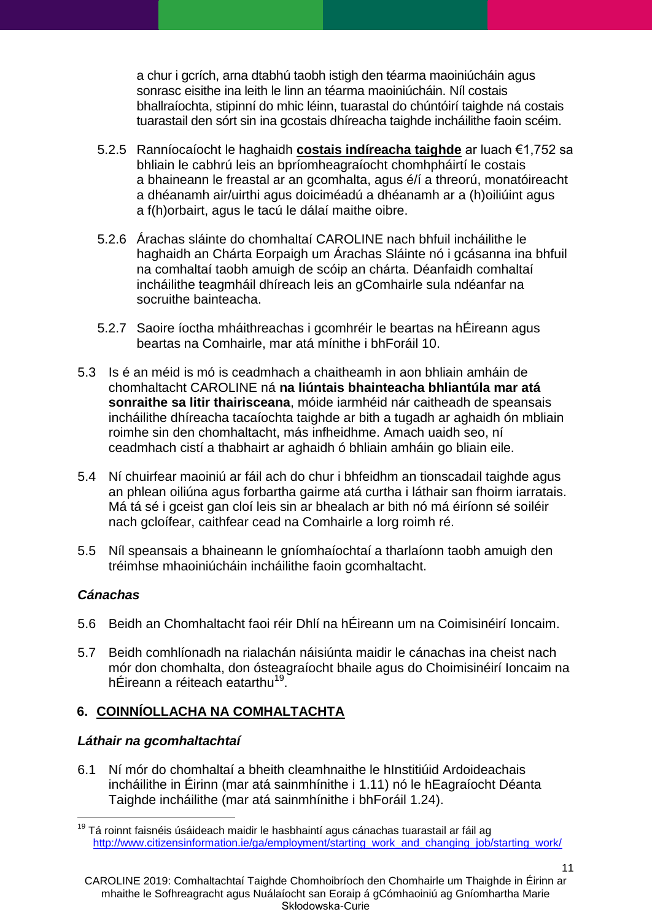a chur i gcrích, arna dtabhú taobh istigh den téarma maoiniúcháin agus sonrasc eisithe ina leith le linn an téarma maoiniúcháin. Níl costais bhallraíochta, stipinní do mhic léinn, tuarastal do chúntóirí taighde ná costais tuarastail den sórt sin ina gcostais dhíreacha taighde incháilithe faoin scéim.

5.2.5 Ranníocaíocht le haghaidh **costais indíreacha taighde** ar luach €1,752 sa bhliain le cabhrú leis an bpríomheagraíocht chomhpháirtí le costais a bhaineann le freastal ar an gcomhalta, agus é/í a threorú, monatóireacht a dhéanamh air/uirthi agus doiciméadú a dhéanamh ar a (h)oiliúint agus a f(h)orbairt, agus le tacú le dálaí maithe oibre.

5.2.6 Árachas sláinte do chomhaltaí CAROLINE nach bhfuil incháilithe le haghaidh an Chárta Eorpaigh um Árachas Sláinte nó i gcásanna ina bhfuil na comhaltaí taobh amuigh de scóip an chárta. Déanfaidh comhaltaí incháilithe teagmháil dhíreach leis an gComhairle sula ndéanfar na socruithe bainteacha.

5.2.7 Saoire íoctha mháithreachas i gcomhréir le beartas na hÉireann agus beartas na Comhairle, mar atá mínithe i bhForáil 10.

5.3 Is é an méid is mó is ceadmhach a chaitheamh in aon bhliain amháin de chomhaltacht CAROLINE ná **na liúntais bhainteacha bhliantúla mar atá sonraithe sa litir thairisceana**, móide iarmhéid nár caitheadh de speansais incháilithe dhíreacha tacaíochta taighde ar bith a tugadh ar aghaidh ón mbliain roimhe sin den chomhaltacht, más infheidhme. Amach uaidh seo, ní ceadmhach cistí a thabhairt ar aghaidh ó bhliain amháin go bliain eile.

5.4 Ní chuirfear maoiniú ar fáil ach do chur i bhfeidhm an tionscadail taighde agus an phlean oiliúna agus forbartha gairme atá curtha i láthair san fhoirm iarratais. Má tá sé i gceist gan cloí leis sin ar bhealach ar bith nó má éiríonn sé soiléir nach gcloífear, caithfear cead na Comhairle a lorg roimh ré.

5.5 Níl speansais a bhaineann le gníomhaíochtaí a tharlaíonn taobh amuigh den tréimhse mhaoiniúcháin incháilithe faoin gcomhaltacht.

### *Cánachas*

5.6 Beidh an Chomhaltacht faoi réir Dhlí na hÉireann um na Coimisinéirí Ioncaim.

5.7 Beidh comhlíonadh na rialachán náisiúnta maidir le cánachas ina cheist nach mór don chomhalta, don ósteagraíocht bhaile agus do Choimisinéirí Ioncaim na hÉireann a réiteach eatarthu[19].

## 6. COINNÍOLLACHA NA COMHALTACHTA

### *Láthair na gcomhaltachtaí*

6.1 Ní mór do chomhaltaí a bheith cleamhnaithe le hInstitiúid Ardoideachais incháilithe in Éirinn (mar atá sainmhínithe i 1.11) nó le hEagraíocht Déanta Taighde incháilithe (mar atá sainmhínithe i bhForáil 1.24).

---

[19] Tá roinnt faisnéis úsáideach maidir le hasbhaintí agus cánachas tuarastail ar fáil ag http://www.citizensinformation.ie/ga/employment/starting_work_and_changing_job/starting_work/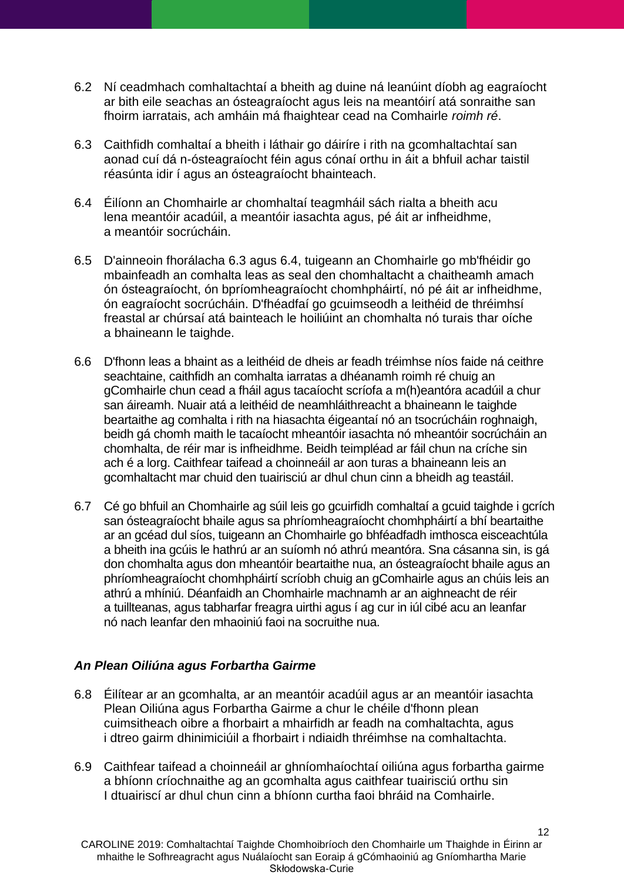6.2 Ní ceadmhach comhaltachtaí a bheith ag duine ná leanúint díobh ag eagraíocht ar bith eile seachas an ósteagraíocht agus leis na meantóirí atá sonraithe san fhoirm iarratais, ach amháin má fhaightear cead na Comhairle *roimh ré*.

6.3 Caithfidh comhaltaí a bheith i láthair go dáiríre i rith na gcomhaltachtaí san aonad cuí dá n-ósteagraíocht féin agus cónaí orthu in áit a bhfuil achar taistil réasúnta idir í agus an ósteagraíocht bhainteach.

6.4 Éilíonn an Chomhairle ar chomhaltaí teagmháil sách rialta a bheith acu lena meantóir acadúil, a meantóir iasachta agus, pé áit ar infheidhme, a meantóir socrúcháin.

6.5 D'ainneoin fhorálacha 6.3 agus 6.4, tuigeann an Chomhairle go mb'fhéidir go mbainfeadh an comhalta leas as seal den chomhaltacht a chaitheamh amach ón ósteagraíocht, ón bpríomheagraíocht chomhpháirtí, nó pé áit ar infheidhme, ón eagraíocht socrúcháin. D'fhéadfaí go gcuimseodh a leithéid de thréimhsí freastal ar chúrsaí atá bainteach le hoiliúint an chomhalta nó turais thar oíche a bhaineann le taighde.

6.6 D'fhonn leas a bhaint as a leithéid de dheis ar feadh tréimhse níos faide ná ceithre seachtaine, caithfidh an comhalta iarratas a dhéanamh roimh ré chuig an gComhairle chun cead a fháil agus tacaíocht scríofa a m(h)eantóra acadúil a chur san áireamh. Nuair atá a leithéid de neamhláithreacht a bhaineann le taighde beartaithe ag comhalta i rith na hiasachta éigeantaí nó an tsocrúcháin roghnaigh, beidh gá chomh maith le tacaíocht mheantóir iasachta nó mheantóir socrúcháin an chomhalta, de réir mar is infheidhme. Beidh teimpléad ar fáil chun na críche sin ach é a lorg. Caithfear taifead a choinneáil ar aon turas a bhaineann leis an gcomhaltacht mar chuid den tuairisciú ar dhul chun cinn a bheidh ag teastáil.

6.7 Cé go bhfuil an Chomhairle ag súil leis go gcuirfidh comhaltaí a gcuid taighde i gcrích san ósteagraíocht bhaile agus sa phríomheagraíocht chomhpháirtí a bhí beartaithe ar an gcéad dul síos, tuigeann an Chomhairle go bhféadfadh imthosca eisceachtúla a bheith ina gcúis le hathrú ar an suíomh nó athrú meantóra. Sna cásanna sin, is gá don chomhalta agus don mheantóir beartaithe nua, an ósteagraíocht bhaile agus an phríomheagraíocht chomhpháirtí scríobh chuig an gComhairle agus an chúis leis an athrú a mhíniú. Déanfaidh an Chomhairle machnamh ar an aighneacht de réir a tuillteanas, agus tabharfar freagra uirthi agus í ag cur in iúl cibé acu an leanfar nó nach leanfar den mhaoiniú faoi na socruithe nua.

### *An Plean Oiliúna agus Forbartha Gairme*

6.8 Éilítear ar an gcomhalta, ar an meantóir acadúil agus ar an meantóir iasachta Plean Oiliúna agus Forbartha Gairme a chur le chéile d'fhonn plean cuimsitheach oibre a fhorbairt a mhairfidh ar feadh na comhaltachta, agus i dtreo gairm dhinimiciúil a fhorbairt i ndiaidh thréimhse na comhaltachta.

6.9 Caithfear taifead a choinneáil ar ghníomhaíochtaí oiliúna agus forbartha gairme a bhíonn críochnaithe ag an gcomhalta agus caithfear tuairisciú orthu sin I dtuairiscí ar dhul chun cinn a bhíonn curtha faoi bhráid na Comhairle.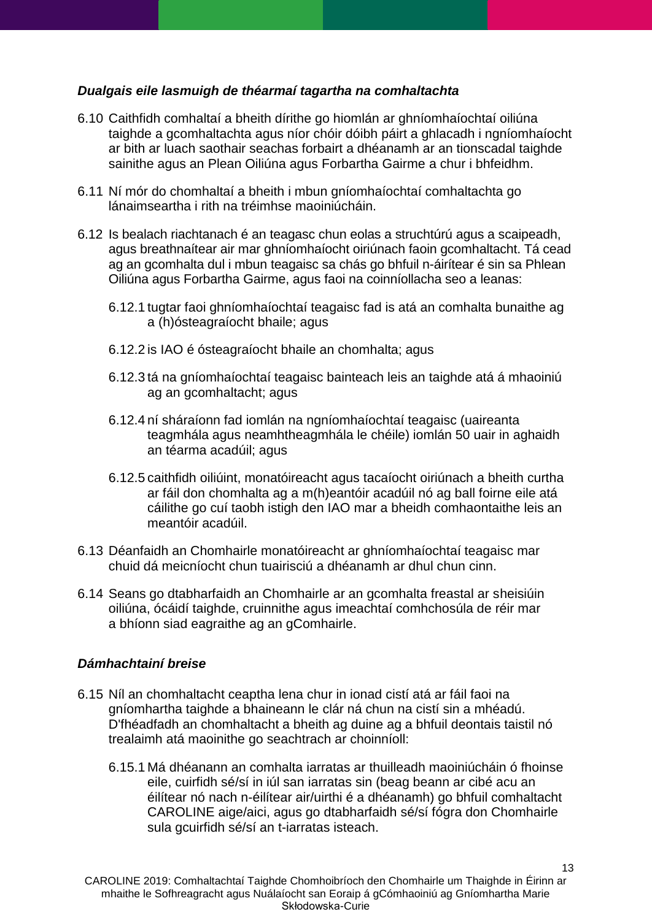### *Dualgais eile lasmuigh de théarmaí tagartha na comhaltachta*

6.10 Caithfidh comhaltaí a bheith dírithe go hiomlán ar ghníomhaíochtaí oiliúna taighde a gcomhaltachta agus níor chóir dóibh páirt a ghlacadh i ngníomhaíocht ar bith ar luach saothair seachas forbairt a dhéanamh ar an tionscadal taighde sainithe agus an Plean Oiliúna agus Forbartha Gairme a chur i bhfeidhm.

6.11 Ní mór do chomhaltaí a bheith i mbun gníomhaíochtaí comhaltachta go lánaimseartha i rith na tréimhse maoiniúcháin.

6.12 Is bealach riachtanach é an teagasc chun eolas a struchtúrú agus a scaipeadh, agus breathnaítear air mar ghníomhaíocht oiriúnach faoin gcomhaltacht. Tá cead ag an gcomhalta dul i mbun teagaisc sa chás go bhfuil n-áirítear é sin sa Phlean Oiliúna agus Forbartha Gairme, agus faoi na coinníollacha seo a leanas:

6.12.1 tugtar faoi ghníomhaíochtaí teagaisc fad is atá an comhalta bunaithe ag a (h)ósteagraíocht bhaile; agus

6.12.2 is IAO é ósteagraíocht bhaile an chomhalta; agus

6.12.3 tá na gníomhaíochtaí teagaisc bainteach leis an taighde atá á mhaoiniú ag an gcomhaltacht; agus

6.12.4 ní sháraíonn fad iomlán na ngníomhaíochtaí teagaisc (uaireanta teagmhála agus neamhtheagmhála le chéile) iomlán 50 uair in aghaidh an téarma acadúil; agus

6.12.5 caithfidh oiliúint, monatóireacht agus tacaíocht oiriúnach a bheith curtha ar fáil don chomhalta ag a m(h)eantóir acadúil nó ag ball foirne eile atá cáilithe go cuí taobh istigh den IAO mar a bheidh comhaontaithe leis an meantóir acadúil.

6.13 Déanfaidh an Chomhairle monatóireacht ar ghníomhaíochtaí teagaisc mar chuid dá meicníocht chun tuairisciú a dhéanamh ar dhul chun cinn.

6.14 Seans go dtabharfaidh an Chomhairle ar an gcomhalta freastal ar sheisiúin oiliúna, ócáidí taighde, cruinnithe agus imeachtaí comhchosúla de réir mar a bhíonn siad eagraithe ag an gComhairle.

### *Dámhachtainí breise*

6.15 Níl an chomhaltacht ceaptha lena chur in ionad cistí atá ar fáil faoi na gníomhartha taighde a bhaineann le clár ná chun na cistí sin a mhéadú. D'fhéadfadh an chomhaltacht a bheith ag duine ag a bhfuil deontais taistil nó trealaimh atá maoinithe go seachtrach ar choinníoll:

6.15.1 Má dhéanann an comhalta iarratas ar thuilleadh maoiniúcháin ó fhoinse eile, cuirfidh sé/sí in iúl san iarratas sin (beag beann ar cibé acu an éilítear nó nach n-éilítear air/uirthi é a dhéanamh) go bhfuil comhaltacht CAROLINE aige/aici, agus go dtabharfaidh sé/sí fógra don Chomhairle sula gcuirfidh sé/sí an t-iarratas isteach.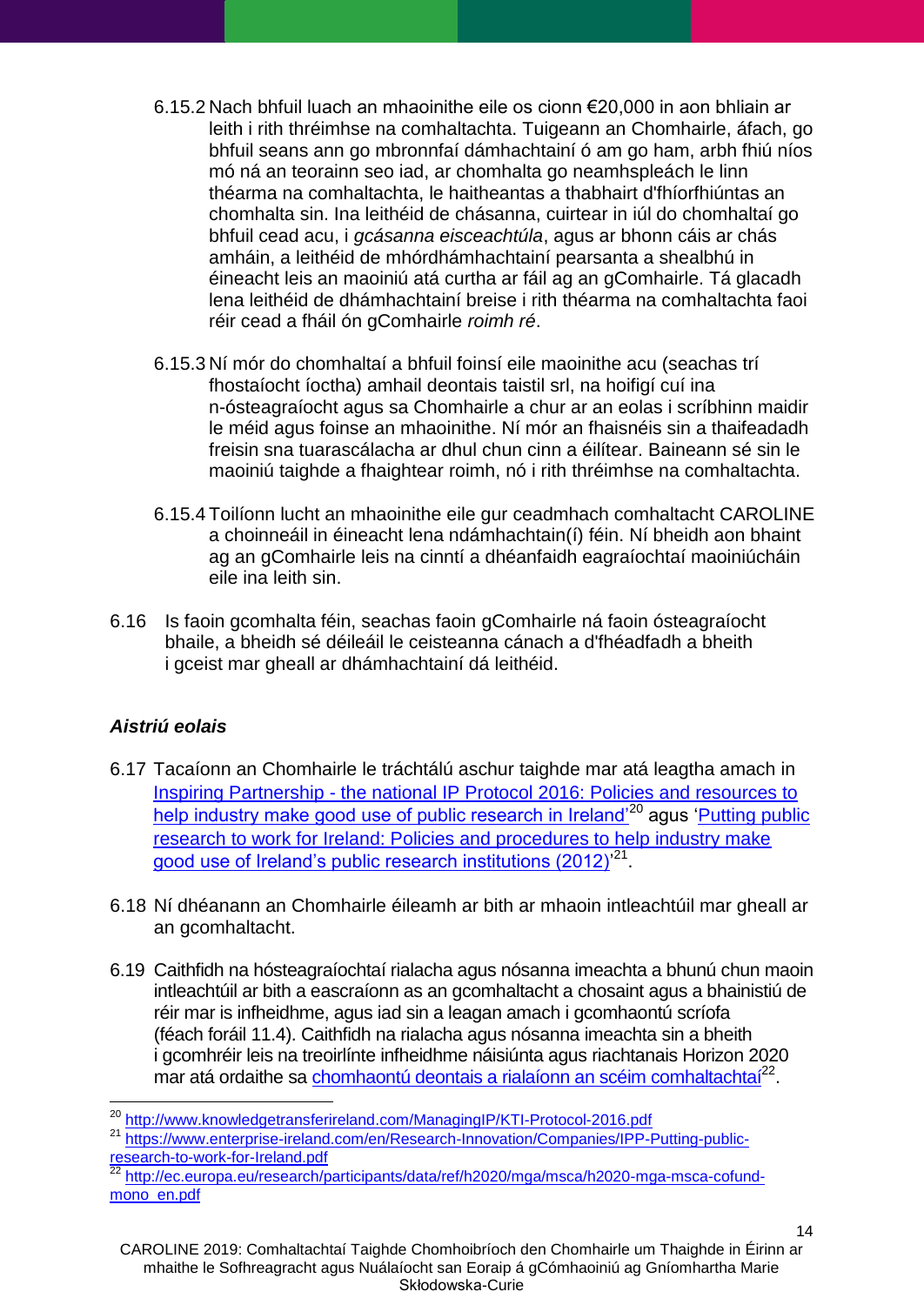6.15.2 Nach bhfuil luach an mhaoinithe eile os cionn €20,000 in aon bhliain ar leith i rith thréimhse na comhaltachta. Tuigeann an Chomhairle, áfach, go bhfuil seans ann go mbronnfaí dámhachtainí ó am go ham, arbh fhiú níos mó ná an teorainn seo iad, ar chomhalta go neamhspleách le linn théarma na comhaltachta, le haitheantas a thabhairt d'fhíorfhiúntas an chomhalta sin. Ina leithéid de chásanna, cuirtear in iúl do chomhaltaí go bhfuil cead acu, i *gcásanna eisceachtúla*, agus ar bhonn cáis ar chás amháin, a leithéid de mhórdhámhachtainí pearsanta a shealbhú in éineacht leis an maoiniú atá curtha ar fáil ag an gComhairle. Tá glacadh lena leithéid de dhámhachtainí breise i rith théarma na comhaltachta faoi réir cead a fháil ón gComhairle *roimh ré*.

6.15.3 Ní mór do chomhaltaí a bhfuil foinsí eile maoinithe acu (seachas trí fhostaíocht íoctha) amhail deontais taistil srl, na hoifigí cuí ina n-ósteagraíocht agus sa Chomhairle a chur ar an eolas i scríbhinn maidir le méid agus foinse an mhaoinithe. Ní mór an fhaisnéis sin a thaifeadadh freisin sna tuarascálacha ar dhul chun cinn a éilítear. Baineann sé sin le maoiniú taighde a fhaightear roimh, nó i rith thréimhse na comhaltachta.

6.15.4 Toilíonn lucht an mhaoinithe eile gur ceadmhach comhaltacht CAROLINE a choinneáil in éineacht lena ndámhachtain(í) féin. Ní bheidh aon bhaint ag an gComhairle leis na cinntí a dhéanfaidh eagraíochtaí maoiniúcháin eile ina leith sin.

6.16 Is faoin gcomhalta féin, seachas faoin gComhairle ná faoin ósteagraíocht bhaile, a bheidh sé déileáil le ceisteanna cánach a d'fhéadfadh a bheith i gceist mar gheall ar dhámhachtainí dá leithéid.

### *Aistriú eolais*

6.17 Tacaíonn an Chomhairle le tráchtálú aschur taighde mar atá leagtha amach in Inspiring Partnership - the national IP Protocol 2016: Policies and resources to help industry make good use of public research in Ireland'[20] agus 'Putting public research to work for Ireland: Policies and procedures to help industry make good use of Ireland's public research institutions (2012)'[21].

6.18 Ní dhéanann an Chomhairle éileamh ar bith ar mhaoin intleachtúil mar gheall ar an gcomhaltacht.

6.19 Caithfidh na hósteagraíochtaí rialacha agus nósanna imeachta a bhunú chun maoin intleachtúil ar bith a eascraíonn as an gcomhaltacht a chosaint agus a bhainistiú de réir mar is infheidhme, agus iad sin a leagan amach i gcomhaontú scríofa (féach foráil 11.4). Caithfidh na rialacha agus nósanna imeachta sin a bheith i gcomhréir leis na treoirlínte infheidhme náisiúnta agus riachtanais Horizon 2020 mar atá ordaithe sa chomhaontú deontais a rialaíonn an scéim comhaltachtaí[22].

---

[20] http://www.knowledgetransferireland.com/ManagingIP/KTI-Protocol-2016.pdf

[21] https://www.enterprise-ireland.com/en/Research-Innovation/Companies/IPP-Putting-public-research-to-work-for-Ireland.pdf

[22] http://ec.europa.eu/research/participants/data/ref/h2020/mga/msca/h2020-mga-msca-cofund-mono_en.pdf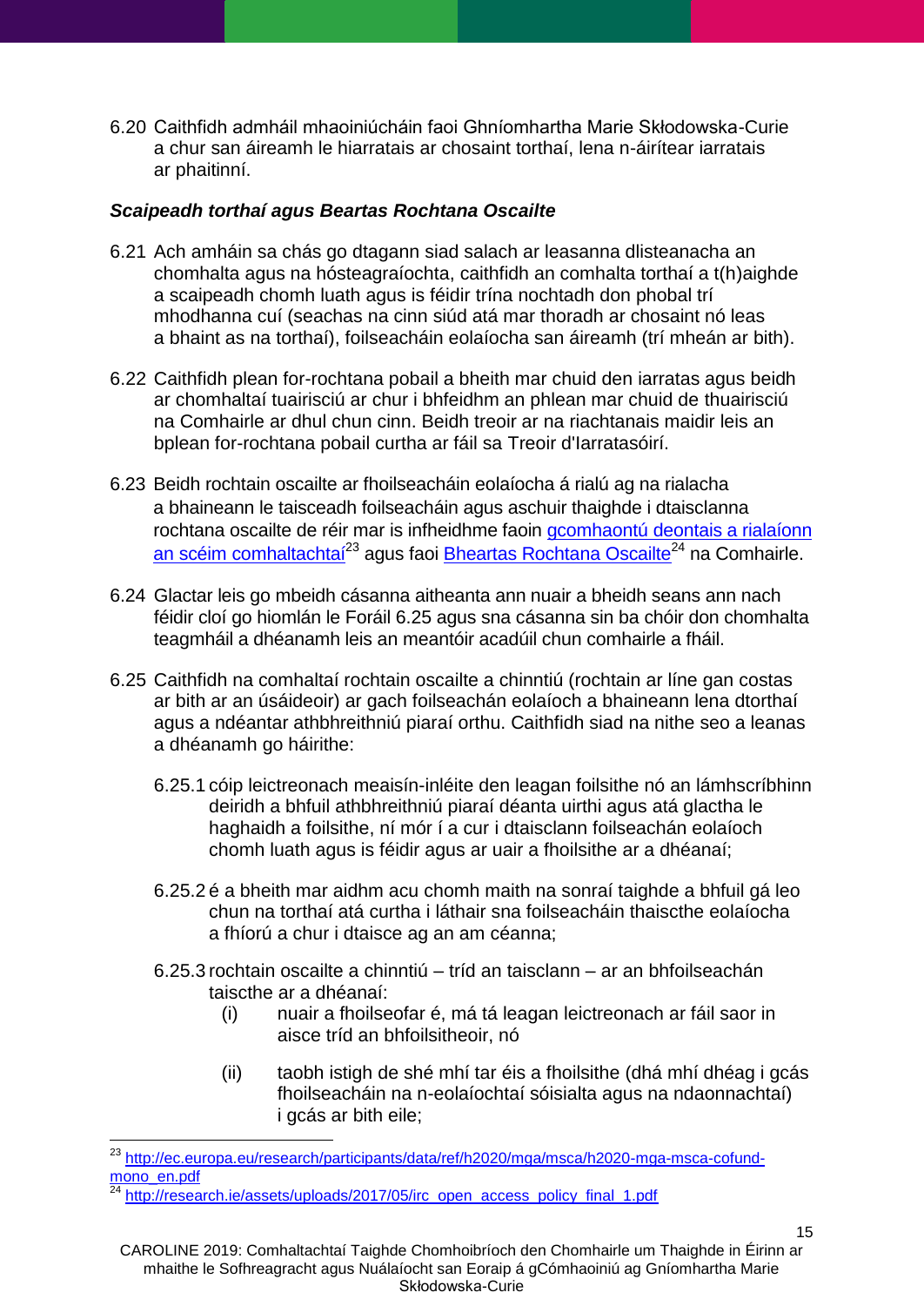6.20 Caithfidh admháil mhaoiniúcháin faoi Ghníomhartha Marie Skłodowska-Curie a chur san áireamh le hiarratais ar chosaint torthaí, lena n-áirítear iarratais ar phaitinní.

***Scaipeadh torthaí agus Beartas Rochtana Oscailte***

6.21 Ach amháin sa chás go dtagann siad salach ar leasanna dlisteanacha an chomhalta agus na hósteagraíochta, caithfidh an comhalta torthaí a t(h)aighde a scaipeadh chomh luath agus is féidir trína nochtadh don phobal trí mhodhanna cuí (seachas na cinn siúd atá mar thoradh ar chosaint nó leas a bhaint as na torthaí), foilseacháin eolaíocha san áireamh (trí mheán ar bith).

6.22 Caithfidh plean for-rochtana pobail a bheith mar chuid den iarratas agus beidh ar chomhaltaí tuairisciú ar chur i bhfeidhm an phlean mar chuid de thuairisciú na Comhairle ar dhul chun cinn. Beidh treoir ar na riachtanais maidir leis an bplean for-rochtana pobail curtha ar fáil sa Treoir d'Iarratasóirí.

6.23 Beidh rochtain oscailte ar fhoilseacháin eolaíocha á rialú ag na rialacha a bhaineann le taisceadh foilseachán agus aschuir thaighde i dtaisclanna rochtana oscailte de réir mar is infheidhme faoin [gcomhaontú deontais a rialaíonn an scéim comhaltachtaí](http://ec.europa.eu/research/participants/data/ref/h2020/mga/msca/h2020-mga-msca-cofund-mono_en.pdf)[23] agus faoi [Bheartas Rochtana Oscailte](http://research.ie/assets/uploads/2017/05/irc_open_access_policy_final_1.pdf)[24] na Comhairle.

6.24 Glactar leis go mbeidh cásanna aitheanta ann nuair a bheidh seans ann nach féidir cloí go hiomlán le Foráil 6.25 agus sna cásanna sin ba chóir don chomhalta teagmháil a dhéanamh leis an meantóir acadúil chun comhairle a fháil.

6.25 Caithfidh na comhaltaí rochtain oscailte a chinntiú (rochtain ar líne gan costas ar bith ar an úsáideoir) ar gach foilseachán eolaíoch a bhaineann lena dtorthaí agus a ndéantar athbhreithniú piaraí orthu. Caithfidh siad na nithe seo a leanas a dhéanamh go háirithe:

6.25.1 cóip leictreonach meaisín-inléite den leagan foilsithe nó an lámhscríbhinn deiridh a bhfuil athbhreithniú piaraí déanta uirthi agus atá glactha le haghaidh a foilsithe, ní mór í a cur i dtaisclann foilseachán eolaíoch chomh luath agus is féidir agus ar uair a fhoilsithe ar a dhéanaí;

6.25.2 é a bheith mar aidhm acu chomh maith na sonraí taighde a bhfuil gá leo chun na torthaí atá curtha i láthair sna foilseacháin thaiscthe eolaíocha a fhíorú a chur i dtaisce ag an am céanna;

6.25.3 rochtain oscailte a chinntiú – tríd an taisclann – ar an bhfoilseachán taiscthe ar a dhéanaí:

(i) nuair a fhoilseofar é, má tá leagan leictreonach ar fáil saor in aisce tríd an bhfoilsitheoir, nó

(ii) taobh istigh de shé mhí tar éis a fhoilsithe (dhá mhí dhéag i gcás fhoilseacháin na n-eolaíochtaí sóisialta agus na ndaonnachtaí) i gcás ar bith eile;

---

[23] http://ec.europa.eu/research/participants/data/ref/h2020/mga/msca/h2020-mga-msca-cofund-mono_en.pdf

[24] http://research.ie/assets/uploads/2017/05/irc_open_access_policy_final_1.pdf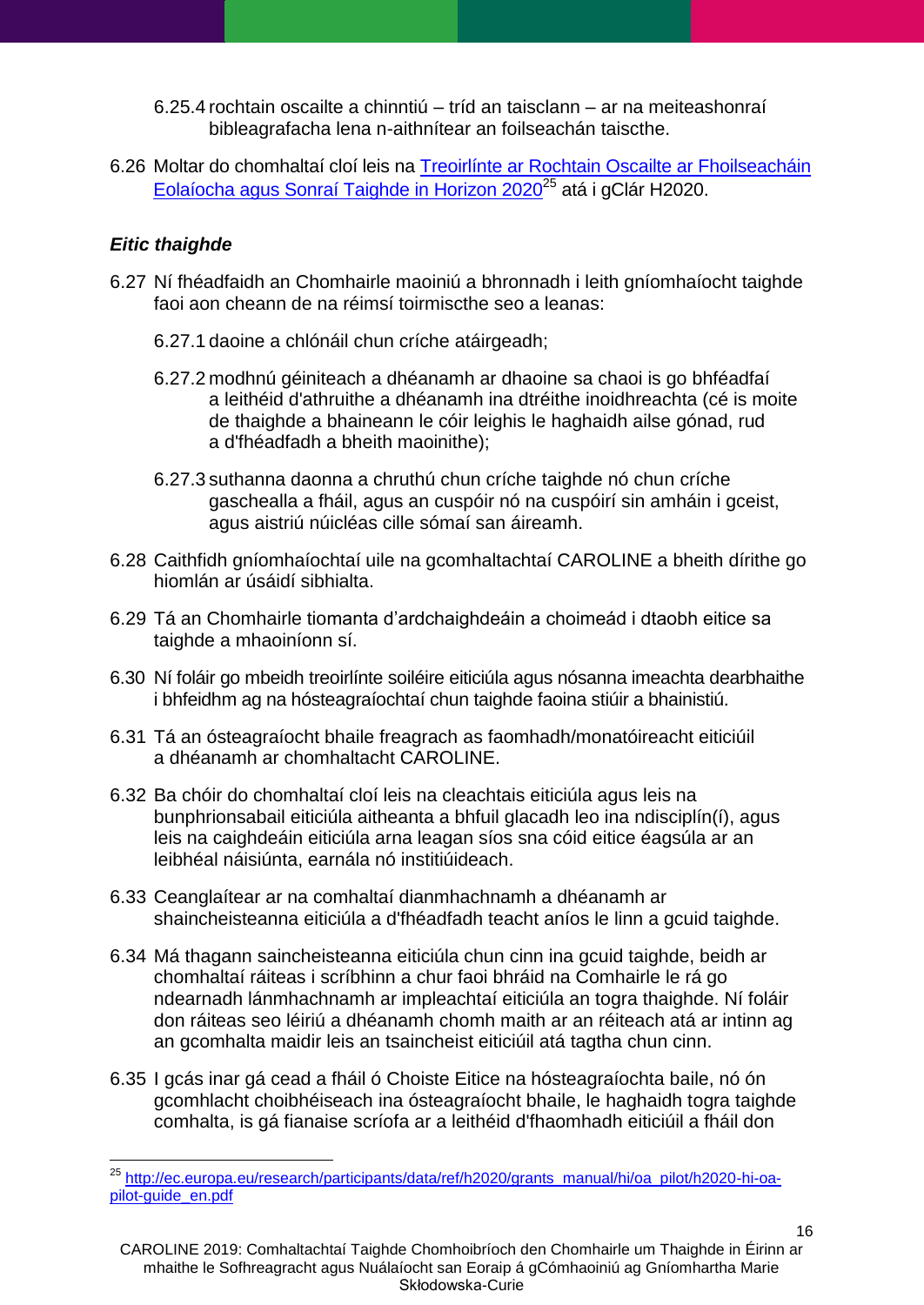6.25.4 rochtain oscailte a chinntiú – tríd an taisclann – ar na meiteashonraí bibleagrafacha lena n-aithnítear an foilseachán taiscthe.

6.26 Moltar do chomhaltaí cloí leis na [Treoirlínte ar Rochtain Oscailte ar Fhoilseacháin Eolaíocha agus Sonraí Taighde in Horizon 2020](http://ec.europa.eu/research/participants/data/ref/h2020/grants_manual/hi/oa_pilot/h2020-hi-oa-pilot-guide_en.pdf)[25] atá i gClár H2020.

### *Eitic thaighde*

6.27 Ní fhéadfaidh an Chomhairle maoiniú a bhronnadh i leith gníomhaíocht taighde faoi aon cheann de na réimsí toirmiscthe seo a leanas:

6.27.1 daoine a chlónáil chun críche atáirgeadh;

6.27.2 modhnú géiniteach a dhéanamh ar dhaoine sa chaoi is go bhféadfaí a leithéid d'athruithe a dhéanamh ina dtréithe inoidhreachta (cé is moite de thaighde a bhaineann le cóir leighis le haghaidh ailse gónad, rud a d'fhéadfadh a bheith maoinithe);

6.27.3 suthanna daonna a chruthú chun críche taighde nó chun críche gaschealla a fháil, agus an cuspóir nó na cuspóirí sin amháin i gceist, agus aistriú núicléas cille sómaí san áireamh.

6.28 Caithfidh gníomhaíochtaí uile na gcomhaltachtaí CAROLINE a bheith dírithe go hiomlán ar úsáidí sibhialta.

6.29 Tá an Chomhairle tiomanta d'ardchaighdeáin a choimeád i dtaobh eitice sa taighde a mhaoiníonn sí.

6.30 Ní foláir go mbeidh treoirlínte soiléire eiticiúla agus nósanna imeachta dearbhaithe i bhfeidhm ag na hósteagraíochtaí chun taighde faoina stiúir a bhainistiú.

6.31 Tá an ósteagraíocht bhaile freagrach as faomhadh/monatóireacht eiticiúil a dhéanamh ar chomhaltacht CAROLINE.

6.32 Ba chóir do chomhaltaí cloí leis na cleachtais eiticiúla agus leis na bunphrionsabail eiticiúla aitheanta a bhfuil glacadh leo ina ndisciplín(í), agus leis na caighdeáin eiticiúla arna leagan síos sna cóid eitice éagsúla ar an leibhéal náisiúnta, earnála nó institiúideach.

6.33 Ceanglaítear ar na comhaltaí dianmhachnamh a dhéanamh ar shaincheisteanna eiticiúla a d'fhéadfadh teacht aníos le linn a gcuid taighde.

6.34 Má thagann saincheisteanna eiticiúla chun cinn ina gcuid taighde, beidh ar chomhaltaí ráiteas i scríbhinn a chur faoi bhráid na Comhairle le rá go ndearnadh lánmhachnamh ar impleachtaí eiticiúla an togra thaighde. Ní foláir don ráiteas seo léiriú a dhéanamh chomh maith ar an réiteach atá ar intinn ag an gcomhalta maidir leis an tsaincheist eiticiúil atá tagtha chun cinn.

6.35 I gcás inar gá cead a fháil ó Choiste Eitice na hósteagraíochta baile, nó ón gcomhlacht choibhéiseach ina ósteagraíocht bhaile, le haghaidh togra taighde comhalta, is gá fianaise scríofa ar a leithéid d'fhaomhadh eiticiúil a fháil don

---

[25] http://ec.europa.eu/research/participants/data/ref/h2020/grants_manual/hi/oa_pilot/h2020-hi-oa-pilot-guide_en.pdf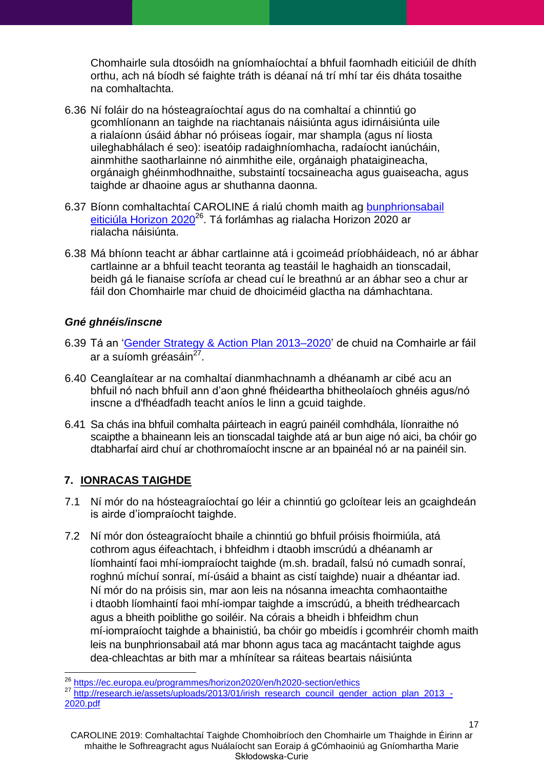Chomhairle sula dtosóidh na gníomhaíochtaí a bhfuil faomhadh eiticiúil de dhíth orthu, ach ná bíodh sé faighte tráth is déanaí ná trí mhí tar éis dháta tosaithe na comhaltachta.

6.36 Ní foláir do na hósteagraíochtaí agus do na comhaltaí a chinntiú go gcomhlíonann an taighde na riachtanais náisiúnta agus idirnáisiúnta uile a rialaíonn úsáid ábhar nó próiseas íogair, mar shampla (agus ní liosta uileghabhálach é seo): iseatóip radaighníomhacha, radaíocht ianúcháin, ainmhithe saotharlainne nó ainmhithe eile, orgánaigh phataigineacha, orgánaigh ghéinmhodhnaithe, substaintí tocsaineacha agus guaiseacha, agus taighde ar dhaoine agus ar shuthanna daonna.

6.37 Bíonn comhaltachtaí CAROLINE á rialú chomh maith ag [bunphrionsabail eiticiúla Horizon 2020](https://ec.europa.eu/programmes/horizon2020/en/h2020-section/ethics)[26]. Tá forlámhas ag rialacha Horizon 2020 ar rialacha náisiúnta.

6.38 Má bhíonn teacht ar ábhar cartlainne atá i gcoimeád príobháideach, nó ar ábhar cartlainne ar a bhfuil teacht teoranta ag teastáil le haghaidh an tionscadail, beidh gá le fianaise scríofa ar chead cuí le breathnú ar an ábhar seo a chur ar fáil don Chomhairle mar chuid de dhoiciméid glactha na dámhachtana.

### *Gné ghnéis/inscne*

6.39 Tá an '[Gender Strategy & Action Plan 2013–2020](http://research.ie/assets/uploads/2013/01/irish_research_council_gender_action_plan_2013_-2020.pdf)' de chuid na Comhairle ar fáil ar a suíomh gréasáin[27].

6.40 Ceanglaítear ar na comhaltaí dianmhachnamh a dhéanamh ar cibé acu an bhfuil nó nach bhfuil ann d'aon ghné fhéideartha bhitheolaíoch ghnéis agus/nó inscne a d'fhéadfadh teacht aníos le linn a gcuid taighde.

6.41 Sa chás ina bhfuil comhalta páirteach in eagrú painéil comhdhála, líonraithe nó scaipthe a bhaineann leis an tionscadal taighde atá ar bun aige nó aici, ba chóir go dtabharfaí aird chuí ar chothromaíocht inscne ar an bpainéal nó ar na painéil sin.

## 7. IONRACAS TAIGHDE

7.1 Ní mór do na hósteagraíochtaí go léir a chinntiú go gcloítear leis an gcaighdeán is airde d'iompraíocht taighde.

7.2 Ní mór don ósteagraíocht bhaile a chinntiú go bhfuil próisis fhoirmiúla, atá cothrom agus éifeachtach, i bhfeidhm i dtaobh imscrúdú a dhéanamh ar líomhaintí faoi mhí-iompraíocht taighde (m.sh. bradail, falsú nó cumadh sonraí, roghnú míchuí sonraí, mí-úsáid a bhaint as cistí taighde) nuair a dhéantar iad. Ní mór do na próisis sin, mar aon leis na nósanna imeachta comhaontaithe i dtaobh líomhaintí faoi mhí-iompar taighde a imscrúdú, a bheith trédhearcach agus a bheith poiblithe go soiléir. Na córais a bheidh i bhfeidhm chun mí-iompraíocht taighde a bhainistiú, ba chóir go mbeidís i gcomhréir chomh maith leis na bunphrionsabail atá mar bhonn agus taca ag macántacht taighde agus dea-chleachtas ar bith mar a mhínítear sa ráiteas beartais náisiúnta

---

[26] https://ec.europa.eu/programmes/horizon2020/en/h2020-section/ethics

[27] http://research.ie/assets/uploads/2013/01/irish_research_council_gender_action_plan_2013_-2020.pdf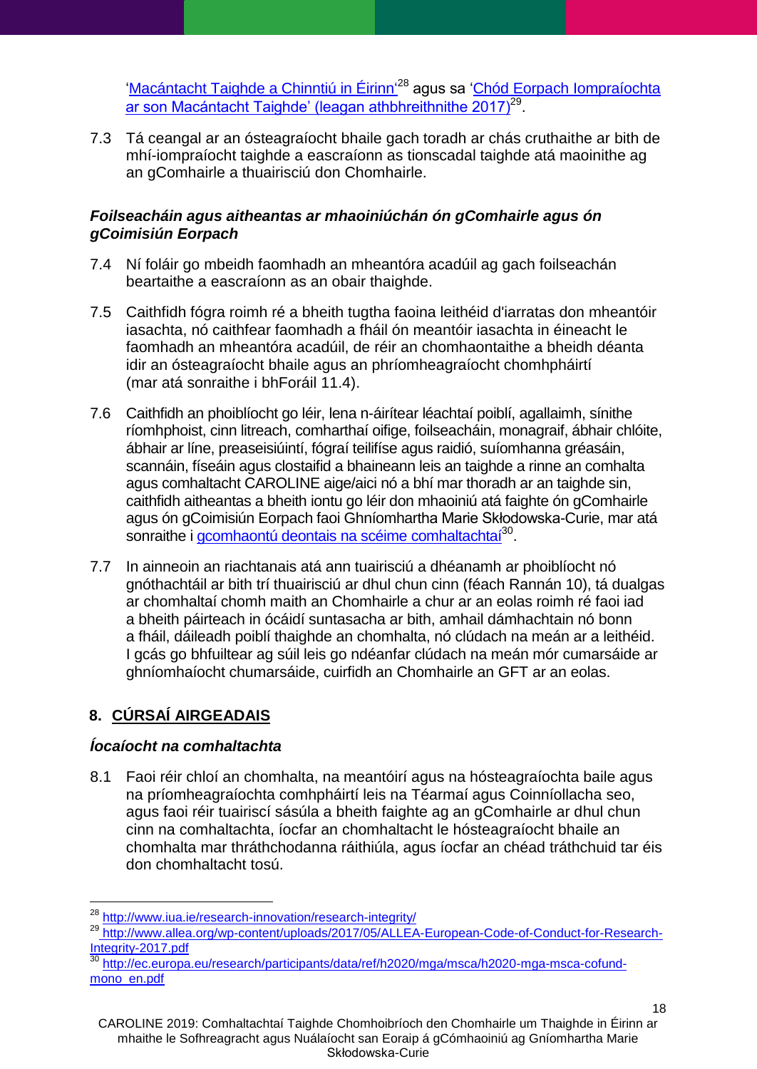'[Macántacht Taighde a Chinntiú in Éirinn](http://www.iua.ie/research-innovation/research-integrity/)'[28] agus sa '[Chód Eorpach Iompraíochta ar son Macántacht Taighde' (leagan athbhreithnithe 2017)](http://www.allea.org/wp-content/uploads/2017/05/ALLEA-European-Code-of-Conduct-for-Research-Integrity-2017.pdf)[29].

7.3 Tá ceangal ar an ósteagraíocht bhaile gach toradh ar chás cruthaithe ar bith de mhí-iompraíocht taighde a eascraíonn as tionscadal taighde atá maoinithe ag an gComhairle a thuairisciú don Chomhairle.

***Foilseacháin agus aitheantas ar mhaoiniúchán ón gComhairle agus ón gCoimisiún Eorpach***

7.4 Ní foláir go mbeidh faomhadh an mheantóra acadúil ag gach foilseachán beartaithe a eascraíonn as an obair thaighde.

7.5 Caithfidh fógra roimh ré a bheith tugtha faoina leithéid d'iarratas don mheantóir iasachta, nó caithfear faomhadh a fháil ón meantóir iasachta in éineacht le faomhadh an mheantóra acadúil, de réir an chomhaontaithe a bheidh déanta idir an ósteagraíocht bhaile agus an phríomheagraíocht chomhpháirtí (mar atá sonraithe i bhForáil 11.4).

7.6 Caithfidh an phoiblíocht go léir, lena n-áirítear léachtaí poiblí, agallaimh, sínithe ríomhphoist, cinn litreach, comharthaí oifige, foilseacháin, monagraif, ábhair chlóite, ábhair ar líne, preaseisiúintí, fógraí teilifíse agus raidió, suíomhanna gréasáin, scannáin, físeáin agus clostaifid a bhaineann leis an taighde a rinne an comhalta agus comhaltacht CAROLINE aige/aici nó a bhí mar thoradh ar an taighde sin, caithfidh aitheantas a bheith iontu go léir don mhaoiniú atá faighte ón gComhairle agus ón gCoimisiún Eorpach faoi Ghníomhartha Marie Skłodowska-Curie, mar atá sonraithe i [gcomhaontú deontais na scéime comhaltachtaí](http://ec.europa.eu/research/participants/data/ref/h2020/mga/msca/h2020-mga-msca-cofund-mono_en.pdf)[30].

7.7 In ainneoin an riachtanais atá ann tuairisciú a dhéanamh ar phoiblíocht nó gnóthachtáil ar bith trí thuairisciú ar dhul chun cinn (féach Rannán 10), tá dualgas ar chomhaltaí chomh maith an Chomhairle a chur ar an eolas roimh ré faoi iad a bheith páirteach in ócáidí suntasacha ar bith, amhail dámhachtain nó bonn a fháil, dáileadh poiblí thaighde an chomhalta, nó clúdach na meán ar a leithéid. I gcás go bhfuiltear ag súil leis go ndéanfar clúdach na meán mór cumarsáide ar ghníomhaíocht chumarsáide, cuirfidh an Chomhairle an GFT ar an eolas.

## 8. <u>CÚRSAÍ AIRGEADAIS</u>

***Íocaíocht na comhaltachta***

8.1 Faoi réir chloí an chomhalta, na meantóirí agus na hósteagraíochta baile agus na príomheagraíochta comhpháirtí leis na Téarmaí agus Coinníollacha seo, agus faoi réir tuairiscí sásúla a bheith faighte ag an gComhairle ar dhul chun cinn na comhaltachta, íocfar an chomhaltacht le hósteagraíocht bhaile an chomhalta mar thráthchodanna ráithiúla, agus íocfar an chéad tráthchuid tar éis don chomhaltacht tosú.

---

[28] http://www.iua.ie/research-innovation/research-integrity/

[29] http://www.allea.org/wp-content/uploads/2017/05/ALLEA-European-Code-of-Conduct-for-Research-Integrity-2017.pdf

[30] http://ec.europa.eu/research/participants/data/ref/h2020/mga/msca/h2020-mga-msca-cofund-mono_en.pdf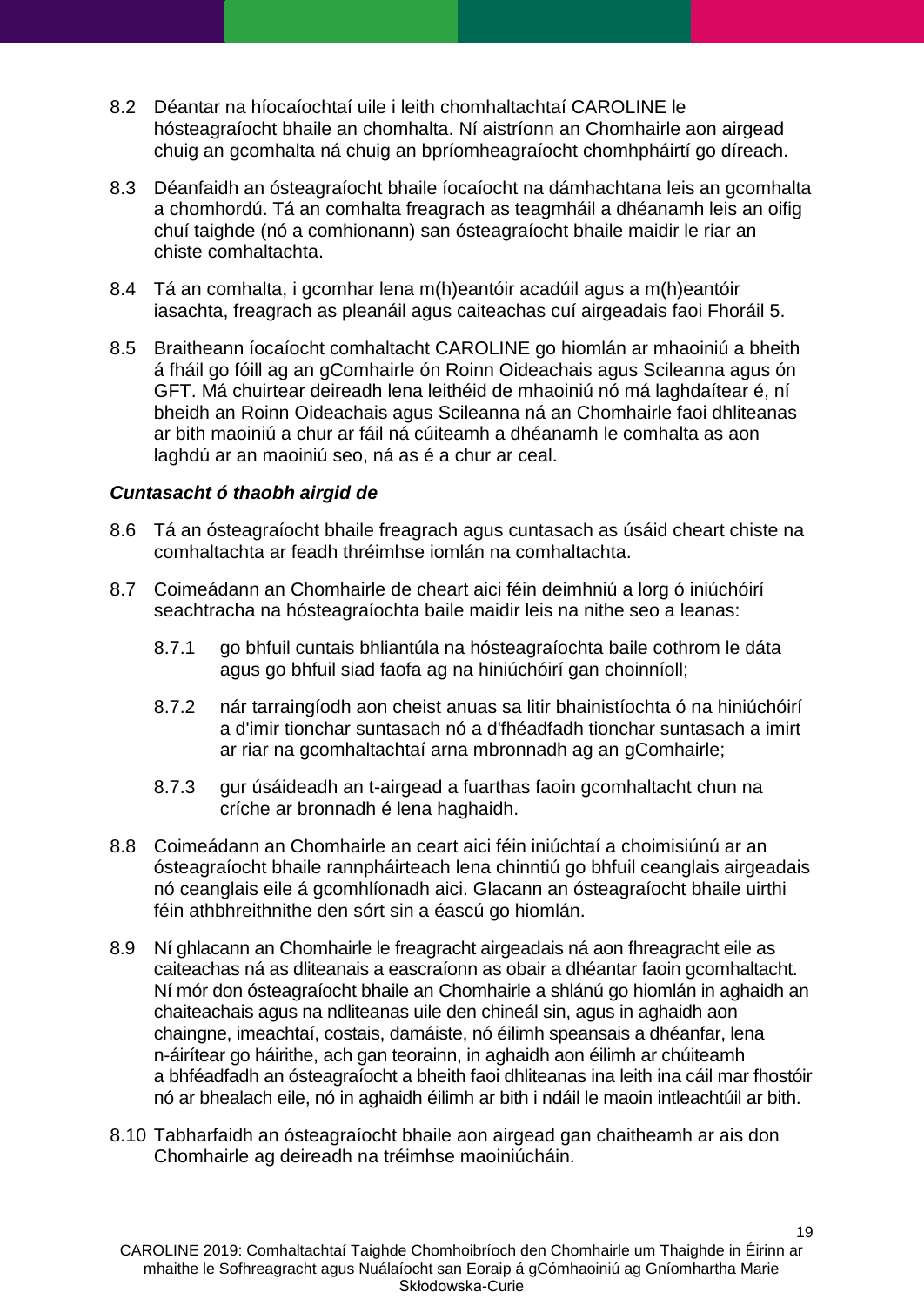8.2 Déantar na híocaíochtaí uile i leith chomhaltachtaí CAROLINE le hósteagraíocht bhaile an chomhalta. Ní aistríonn an Chomhairle aon airgead chuig an gcomhalta ná chuig an bpríomheagraíocht chomhpháirtí go díreach.

8.3 Déanfaidh an ósteagraíocht bhaile íocaíocht na dámhachtana leis an gcomhalta a chomhordú. Tá an comhalta freagrach as teagmháil a dhéanamh leis an oifig chuí taighde (nó a comhionann) san ósteagraíocht bhaile maidir le riar an chiste comhaltachta.

8.4 Tá an comhalta, i gcomhar lena m(h)eantóir acadúil agus a m(h)eantóir iasachta, freagrach as pleanáil agus caiteachas cuí airgeadais faoi Fhoráil 5.

8.5 Braitheann íocaíocht comhaltacht CAROLINE go hiomlán ar mhaoiniú a bheith á fháil go fóill ag an gComhairle ón Roinn Oideachais agus Scileanna agus ón GFT. Má chuirtear deireadh lena leithéid de mhaoiniú nó má laghdaítear é, ní bheidh an Roinn Oideachais agus Scileanna ná an Chomhairle faoi dhliteanas ar bith maoiniú a chur ar fáil ná cúiteamh a dhéanamh le comhalta as aon laghdú ar an maoiniú seo, ná as é a chur ar ceal.

***Cuntasacht ó thaobh airgid de***

8.6 Tá an ósteagraíocht bhaile freagrach agus cuntasach as úsáid cheart chiste na comhaltachta ar feadh thréimhse iomlán na comhaltachta.

8.7 Coimeádann an Chomhairle de cheart aici féin deimhniú a lorg ó iniúchóirí seachtracha na hósteagraíochta baile maidir leis na nithe seo a leanas:

  8.7.1 go bhfuil cuntais bhliantúla na hósteagraíochta baile cothrom le dáta agus go bhfuil siad faofa ag na hiniúchóirí gan choinníoll;

  8.7.2 nár tarraingíodh aon cheist anuas sa litir bhainistíochta ó na hiniúchóirí a d'imir tionchar suntasach nó a d'fhéadfadh tionchar suntasach a imirt ar riar na gcomhaltachtaí arna mbronnadh ag an gComhairle;

  8.7.3 gur úsáideadh an t-airgead a fuarthas faoin gcomhaltacht chun na críche ar bronnadh é lena haghaidh.

8.8 Coimeádann an Chomhairle an ceart aici féin iniúchtaí a choimisiúnú ar an ósteagraíocht bhaile rannpháirteach lena chinntiú go bhfuil ceanglais airgeadais nó ceanglais eile á gcomhlíonadh aici. Glacann an ósteagraíocht bhaile uirthi féin athbhreithnithe den sórt sin a éascú go hiomlán.

8.9 Ní ghlacann an Chomhairle le freagracht airgeadais ná aon fhreagracht eile as caiteachas ná as dliteanais a eascraíonn as obair a dhéantar faoin gcomhaltacht. Ní mór don ósteagraíocht bhaile an Chomhairle a shlánú go hiomlán in aghaidh an chaiteachais agus na ndliteanas uile den chineál sin, agus in aghaidh aon chaingne, imeachtaí, costais, damáiste, nó éilimh speansais a dhéanfar, lena n-áirítear go háirithe, ach gan teorainn, in aghaidh aon éilimh ar chúiteamh a bhféadfadh an ósteagraíocht a bheith faoi dhliteanas ina leith ina cáil mar fhostóir nó ar bhealach eile, nó in aghaidh éilimh ar bith i ndáil le maoin intleachtúil ar bith.

8.10 Tabharfaidh an ósteagraíocht bhaile aon airgead gan chaitheamh ar ais don Chomhairle ag deireadh na tréimhse maoiniúcháin.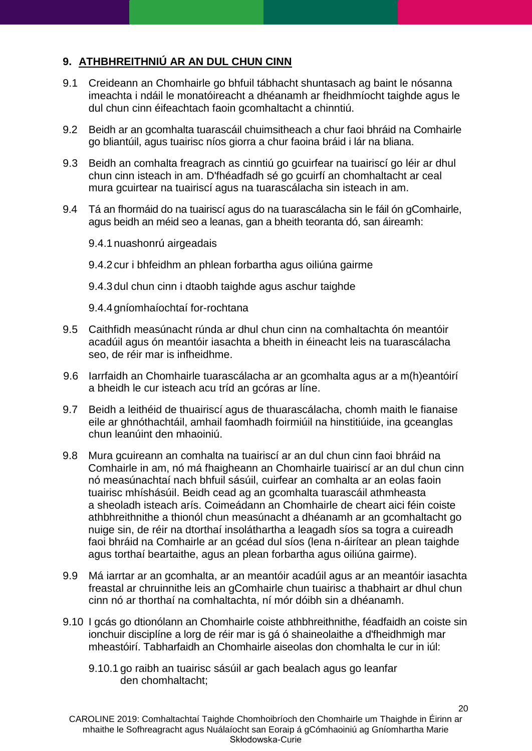## 9. ATHBHREITHNIÚ AR AN DUL CHUN CINN

9.1 Creideann an Chomhairle go bhfuil tábhacht shuntasach ag baint le nósanna imeachta i ndáil le monatóireacht a dhéanamh ar fheidhmíocht taighde agus le dul chun cinn éifeachtach faoin gcomhaltacht a chinntiú.

9.2 Beidh ar an gcomhalta tuarascáil chuimsitheach a chur faoi bhráid na Comhairle go bliantúil, agus tuairisc níos giorra a chur faoina bráid i lár na bliana.

9.3 Beidh an comhalta freagrach as cinntiú go gcuirfear na tuairiscí go léir ar dhul chun cinn isteach in am. D'fhéadfadh sé go gcuirfí an chomhaltacht ar ceal mura gcuirtear na tuairiscí agus na tuarascálacha sin isteach in am.

9.4 Tá an fhormáid do na tuairiscí agus do na tuarascálacha sin le fáil ón gComhairle, agus beidh an méid seo a leanas, gan a bheith teoranta dó, san áireamh:

9.4.1 nuashonrú airgeadais

9.4.2 cur i bhfeidhm an phlean forbartha agus oiliúna gairme

9.4.3 dul chun cinn i dtaobh taighde agus aschur taighde

9.4.4 gníomhaíochtaí for-rochtana

9.5 Caithfidh measúnacht rúnda ar dhul chun cinn na comhaltachta ón meantóir acadúil agus ón meantóir iasachta a bheith in éineacht leis na tuarascálacha seo, de réir mar is infheidhme.

9.6 Iarrfaidh an Chomhairle tuarascálacha ar an gcomhalta agus ar a m(h)eantóirí a bheidh le cur isteach acu tríd an gcóras ar líne.

9.7 Beidh a leithéid de thuairiscí agus de thuarascálacha, chomh maith le fianaise eile ar ghnóthachtáil, amhail faomhadh foirmiúil na hinstitiúide, ina gceanglas chun leanúint den mhaoiniú.

9.8 Mura gcuireann an comhalta na tuairiscí ar an dul chun cinn faoi bhráid na Comhairle in am, nó má fhaigheann an Chomhairle tuairiscí ar an dul chun cinn nó measúnachtaí nach bhfuil sásúil, cuirfear an comhalta ar an eolas faoin tuairisc mhíshásúil. Beidh cead ag an gcomhalta tuarascáil athmheasta a sheoladh isteach arís. Coimeádann an Chomhairle de cheart aici féin coiste athbhreithnithe a thionól chun measúnacht a dhéanamh ar an gcomhaltacht go nuige sin, de réir na dtorthaí insoláthartha a leagadh síos sa togra a cuireadh faoi bhráid na Comhairle ar an gcéad dul síos (lena n-áirítear an plean taighde agus torthaí beartaithe, agus an plean forbartha agus oiliúna gairme).

9.9 Má iarrtar ar an gcomhalta, ar an meantóir acadúil agus ar an meantóir iasachta freastal ar chruinnithe leis an gComhairle chun tuairisc a thabhairt ar dhul chun cinn nó ar thorthaí na comhaltachta, ní mór dóibh sin a dhéanamh.

9.10 I gcás go dtionólann an Chomhairle coiste athbhreithnithe, féadfaidh an coiste sin ionchuir disciplíne a lorg de réir mar is gá ó shaineolaithe a d'fheidhmigh mar mheastóirí. Tabharfaidh an Chomhairle aiseolas don chomhalta le cur in iúl:

9.10.1 go raibh an tuairisc sásúil ar gach bealach agus go leanfar den chomhaltacht;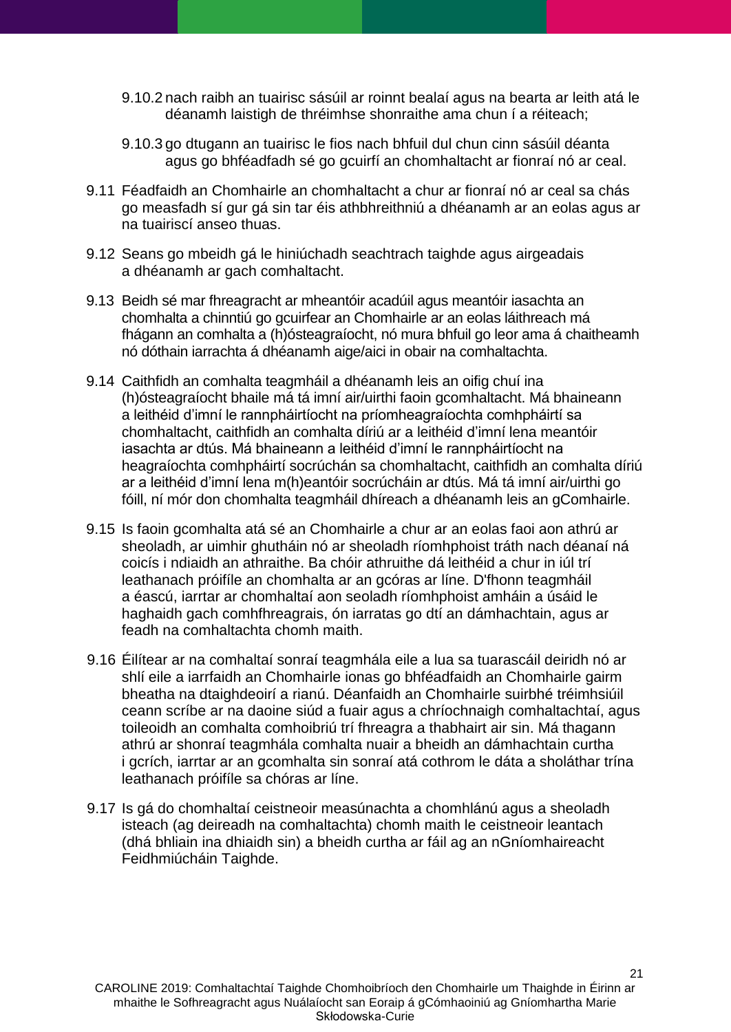9.10.2 nach raibh an tuairisc sásúil ar roinnt bealaí agus na bearta ar leith atá le déanamh laistigh de thréimhse shonraithe ama chun í a réiteach;

9.10.3 go dtugann an tuairisc le fios nach bhfuil dul chun cinn sásúil déanta agus go bhféadfadh sé go gcuirfí an chomhaltacht ar fionraí nó ar ceal.

9.11 Féadfaidh an Chomhairle an chomhaltacht a chur ar fionraí nó ar ceal sa chás go measfadh sí gur gá sin tar éis athbhreithniú a dhéanamh ar an eolas agus ar na tuairiscí anseo thuas.

9.12 Seans go mbeidh gá le hiniúchadh seachtrach taighde agus airgeadais a dhéanamh ar gach comhaltacht.

9.13 Beidh sé mar fhreagracht ar mheantóir acadúil agus meantóir iasachta an chomhalta a chinntiú go gcuirfear an Chomhairle ar an eolas láithreach má fhágann an comhalta a (h)ósteagraíocht, nó mura bhfuil go leor ama á chaitheamh nó dóthain iarrachta á dhéanamh aige/aici in obair na comhaltachta.

9.14 Caithfidh an comhalta teagmháil a dhéanamh leis an oifig chuí ina (h)ósteagraíocht bhaile má tá imní air/uirthi faoin gcomhaltacht. Má bhaineann a leithéid d'imní le rannpháirtíocht na príomheagraíochta comhpháirtí sa chomhaltacht, caithfidh an comhalta díriú ar a leithéid d'imní lena meantóir iasachta ar dtús. Má bhaineann a leithéid d'imní le rannpháirtíocht na heagraíochta comhpháirtí socrúchán sa chomhaltacht, caithfidh an comhalta díriú ar a leithéid d'imní lena m(h)eantóir socrúcháin ar dtús. Má tá imní air/uirthi go fóill, ní mór don chomhalta teagmháil dhíreach a dhéanamh leis an gComhairle.

9.15 Is faoin gcomhalta atá sé an Chomhairle a chur ar an eolas faoi aon athrú ar sheoladh, ar uimhir ghutháin nó ar sheoladh ríomhphoist tráth nach déanaí ná coicís i ndiaidh an athraithe. Ba chóir athruithe dá leithéid a chur in iúl trí leathanach próifíle an chomhalta ar an gcóras ar líne. D'fhonn teagmháil a éascú, iarrtar ar chomhaltaí aon seoladh ríomhphoist amháin a úsáid le haghaidh gach comhfhreagrais, ón iarratas go dtí an dámhachtain, agus ar feadh na comhaltachta chomh maith.

9.16 Éilítear ar na comhaltaí sonraí teagmhála eile a lua sa tuarascáil deiridh nó ar shlí eile a iarrfaidh an Chomhairle ionas go bhféadfaidh an Chomhairle gairm bheatha na dtaighdeoirí a rianú. Déanfaidh an Chomhairle suirbhé tréimhsiúil ceann scríbe ar na daoine siúd a fuair agus a chríochnaigh comhaltachtaí, agus toileoidh an comhalta comhoibriú trí fhreagra a thabhairt air sin. Má thagann athrú ar shonraí teagmhála comhalta nuair a bheidh an dámhachtain curtha i gcrích, iarrtar ar an gcomhalta sin sonraí atá cothrom le dáta a sholáthar trína leathanach próifíle sa chóras ar líne.

9.17 Is gá do chomhaltaí ceistneoir measúnachta a chomhlánú agus a sheoladh isteach (ag deireadh na comhaltachta) chomh maith le ceistneoir leantach (dhá bhliain ina dhiaidh sin) a bheidh curtha ar fáil ag an nGníomhaireacht Feidhmiúcháin Taighde.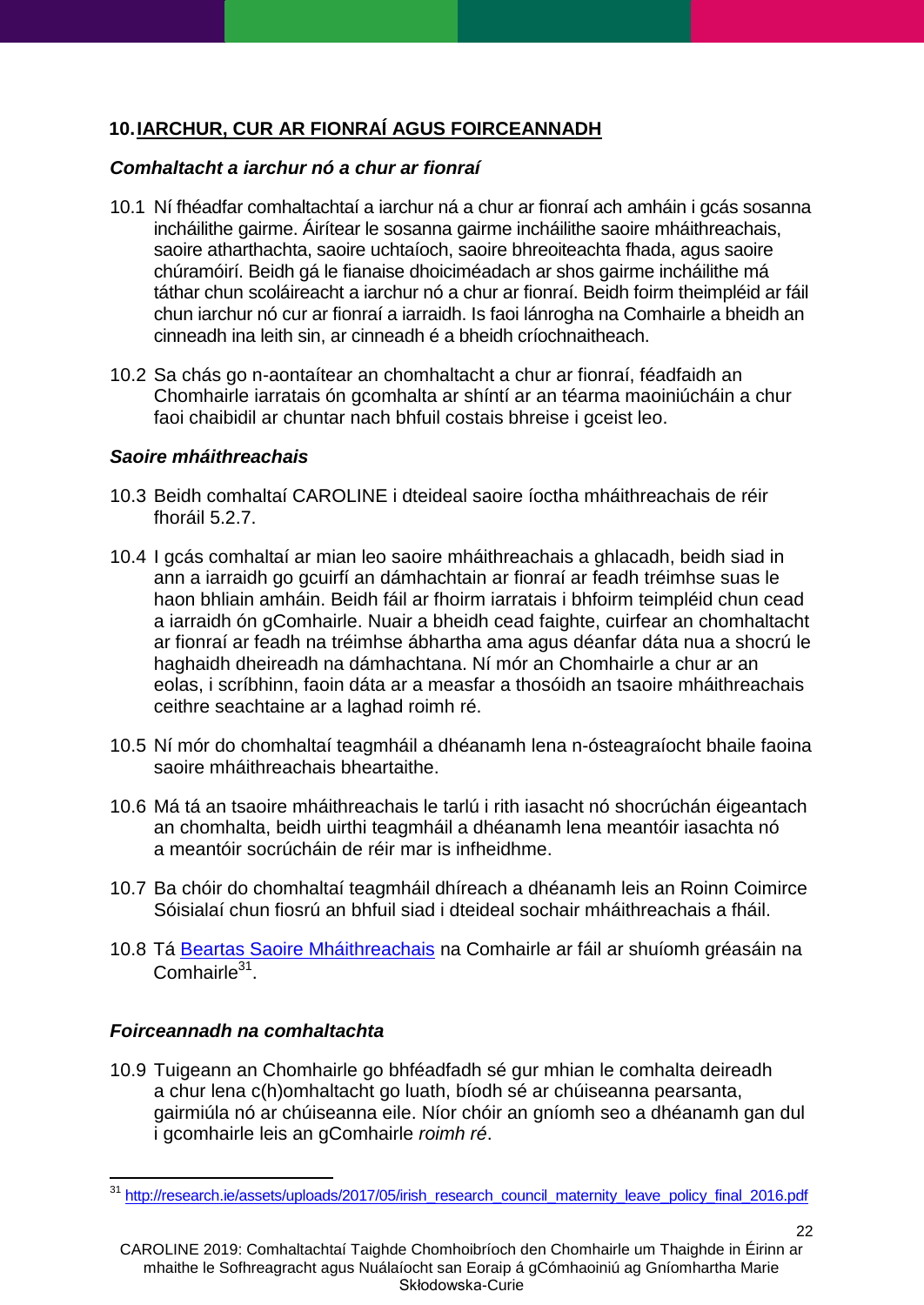## 10. IARCHUR, CUR AR FIONRAÍ AGUS FOIRCEANNADH

### *Comhaltacht a iarchur nó a chur ar fionraí*

10.1 Ní fhéadfar comhaltachtaí a iarchur ná a chur ar fionraí ach amháin i gcás sosanna incháilithe gairme. Áirítear le sosanna gairme incháilithe saoire mháithreachais, saoire atharthachta, saoire uchtaíoch, saoire bhreoiteachta fhada, agus saoire chúramóirí. Beidh gá le fianaise dhoiciméadach ar shos gairme incháilithe má táthar chun scoláireacht a iarchur nó a chur ar fionraí. Beidh foirm theimpléid ar fáil chun iarchur nó cur ar fionraí a iarraidh. Is faoi lánrogha na Comhairle a bheidh an cinneadh ina leith sin, ar cinneadh é a bheidh críochnaitheach.

10.2 Sa chás go n-aontaítear an chomhaltacht a chur ar fionraí, féadfaidh an Chomhairle iarratais ón gcomhalta ar shíntí ar an téarma maoiniúcháin a chur faoi chaibidil ar chuntar nach bhfuil costais bhreise i gceist leo.

### *Saoire mháithreachais*

10.3 Beidh comhaltaí CAROLINE i dteideal saoire íoctha mháithreachais de réir fhoráil 5.2.7.

10.4 I gcás comhaltaí ar mian leo saoire mháithreachais a ghlacadh, beidh siad in ann a iarraidh go gcuirfí an dámhachtain ar fionraí ar feadh tréimhse suas le haon bhliain amháin. Beidh fáil ar fhoirm iarratais i bhfoirm teimpléid chun cead a iarraidh ón gComhairle. Nuair a bheidh cead faighte, cuirfear an chomhaltacht ar fionraí ar feadh na tréimhse ábhartha ama agus déanfar dáta nua a shocrú le haghaidh dheireadh na dámhachtana. Ní mór an Chomhairle a chur ar an eolas, i scríbhinn, faoin dáta ar a measfar a thosóidh an tsaoire mháithreachais ceithre seachtaine ar a laghad roimh ré.

10.5 Ní mór do chomhaltaí teagmháil a dhéanamh lena n-ósteagraíocht bhaile faoina saoire mháithreachais bheartaithe.

10.6 Má tá an tsaoire mháithreachais le tarlú i rith iasacht nó shocrúchán éigeantach an chomhalta, beidh uirthi teagmháil a dhéanamh lena meantóir iasachta nó a meantóir socrúcháin de réir mar is infheidhme.

10.7 Ba chóir do chomhaltaí teagmháil dhíreach a dhéanamh leis an Roinn Coimirce Sóisialaí chun fiosrú an bhfuil siad i dteideal sochair mháithreachais a fháil.

10.8 Tá [Beartas Saoire Mháithreachais](http://research.ie/assets/uploads/2017/05/irish_research_council_maternity_leave_policy_final_2016.pdf) na Comhairle ar fáil ar shuíomh gréasáin na Comhairle[31].

### *Foirceannadh na comhaltachta*

10.9 Tuigeann an Chomhairle go bhféadfadh sé gur mhian le comhalta deireadh a chur lena c(h)omhaltacht go luath, bíodh sé ar chúiseanna pearsanta, gairmiúla nó ar chúiseanna eile. Níor chóir an gníomh seo a dhéanamh gan dul i gcomhairle leis an gComhairle *roimh ré*.

---

[31] http://research.ie/assets/uploads/2017/05/irish_research_council_maternity_leave_policy_final_2016.pdf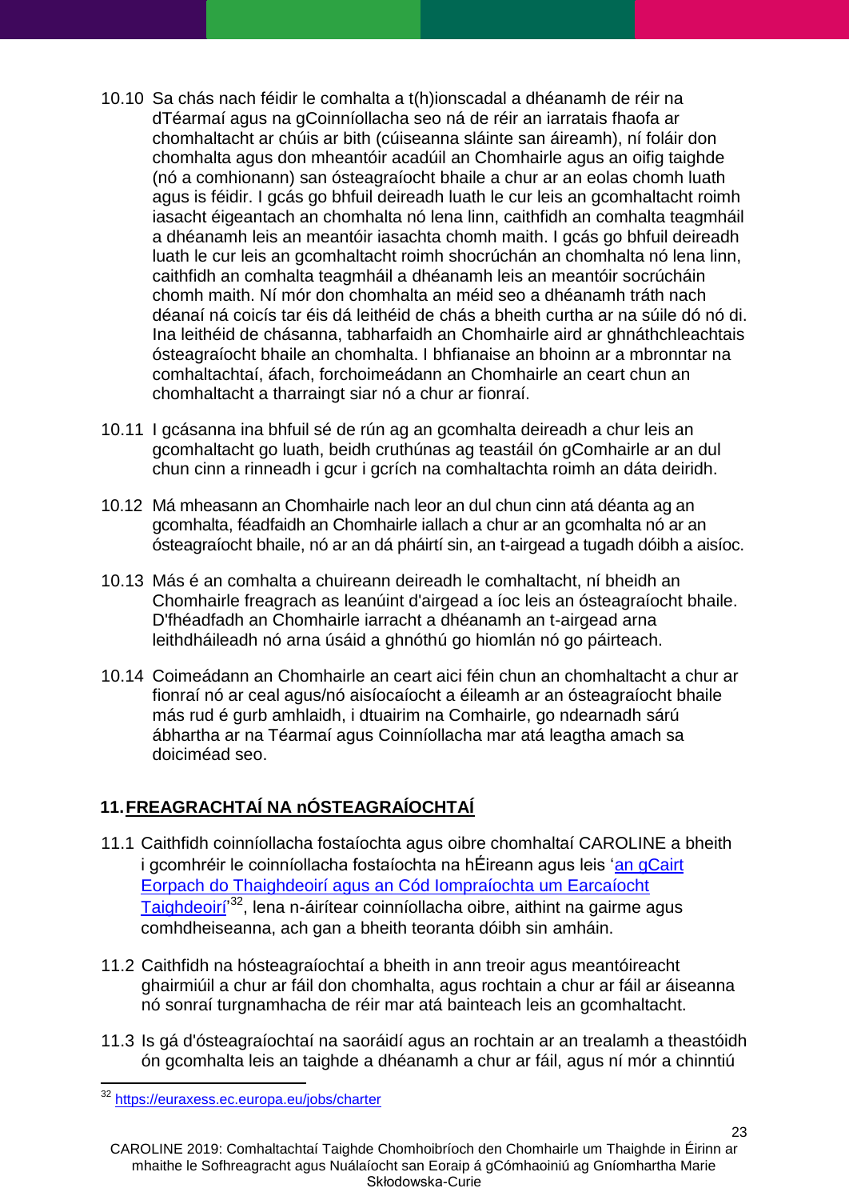10.10 Sa chás nach féidir le comhalta a t(h)ionscadal a dhéanamh de réir na dTéarmaí agus na gCoinníollacha seo ná de réir an iarratais fhaofa ar chomhaltacht ar chúis ar bith (cúiseanna sláinte san áireamh), ní foláir don chomhalta agus don mheantóir acadúil an Chomhairle agus an oifig taighde (nó a comhionann) san ósteagraíocht bhaile a chur ar an eolas chomh luath agus is féidir. I gcás go bhfuil deireadh luath le cur leis an gcomhaltacht roimh iasacht éigeantach an chomhalta nó lena linn, caithfidh an comhalta teagmháil a dhéanamh leis an meantóir iasachta chomh maith. I gcás go bhfuil deireadh luath le cur leis an gcomhaltacht roimh shocrúchán an chomhalta nó lena linn, caithfidh an comhalta teagmháil a dhéanamh leis an meantóir socrúcháin chomh maith. Ní mór don chomhalta an méid seo a dhéanamh tráth nach déanaí ná coicís tar éis dá leithéid de chás a bheith curtha ar na súile dó nó di. Ina leithéid de chásanna, tabharfaidh an Chomhairle aird ar ghnáthchleachtais ósteagraíocht bhaile an chomhalta. I bhfianaise an bhoinn ar a mbronntar na comhaltachtaí, áfach, forchoimeádann an Chomhairle an ceart chun an chomhaltacht a tharraingt siar nó a chur ar fionraí.

10.11 I gcásanna ina bhfuil sé de rún ag an gcomhalta deireadh a chur leis an gcomhaltacht go luath, beidh cruthúnas ag teastáil ón gComhairle ar an dul chun cinn a rinneadh i gcur i gcrích na comhaltachta roimh an dáta deiridh.

10.12 Má mheasann an Chomhairle nach leor an dul chun cinn atá déanta ag an gcomhalta, féadfaidh an Chomhairle iallach a chur ar an gcomhalta nó ar an ósteagraíocht bhaile, nó ar an dá pháirtí sin, an t-airgead a tugadh dóibh a aisíoc.

10.13 Más é an comhalta a chuireann deireadh le comhaltacht, ní bheidh an Chomhairle freagrach as leanúint d'airgead a íoc leis an ósteagraíocht bhaile. D'fhéadfadh an Chomhairle iarracht a dhéanamh an t-airgead arna leithdháileadh nó arna úsáid a ghnóthú go hiomlán nó go páirteach.

10.14 Coimeádann an Chomhairle an ceart aici féin chun an chomhaltacht a chur ar fionraí nó ar ceal agus/nó aisíocaíocht a éileamh ar an ósteagraíocht bhaile más rud é gurb amhlaidh, i dtuairim na Comhairle, go ndearnadh sárú ábhartha ar na Téarmaí agus Coinníollacha mar atá leagtha amach sa doiciméad seo.

## 11. FREAGRACHTAÍ NA nÓSTEAGRAÍOCHTAÍ

11.1 Caithfidh coinníollacha fostaíochta agus oibre chomhaltaí CAROLINE a bheith i gcomhréir le coinníollacha fostaíochta na hÉireann agus leis 'an gCairt Eorpach do Thaighdeoirí agus an Cód Iompraíochta um Earcaíocht Taighdeoirí'[32], lena n-áirítear coinníollacha oibre, aithint na gairme agus comhdheiseanna, ach gan a bheith teoranta dóibh sin amháin.

11.2 Caithfidh na hósteagraíochtaí a bheith in ann treoir agus meantóireacht ghairmiúil a chur ar fáil don chomhalta, agus rochtain a chur ar fáil ar áiseanna nó sonraí turgnamhacha de réir mar atá bainteach leis an gcomhaltacht.

11.3 Is gá d'ósteagraíochtaí na saoráidí agus an rochtain ar an trealamh a theastóidh ón gcomhalta leis an taighde a dhéanamh a chur ar fáil, agus ní mór a chinntiú

[32] https://euraxess.ec.europa.eu/jobs/charter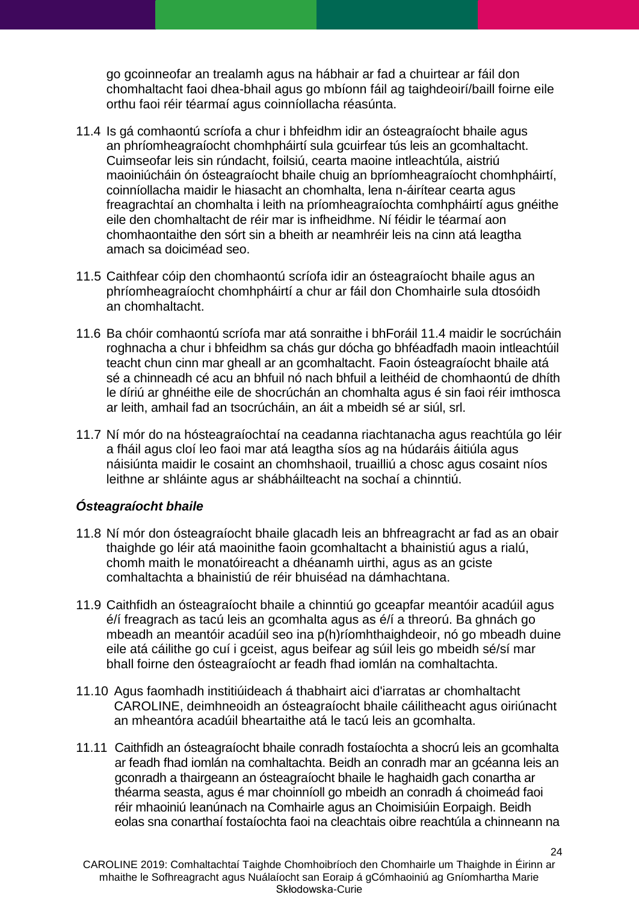go gcoinneofar an trealamh agus na hábhair ar fad a chuirtear ar fáil don chomhaltacht faoi dhea-bhail agus go mbíonn fáil ag taighdeoirí/baill foirne eile orthu faoi réir téarmaí agus coinníollacha réasúnta.

11.4 Is gá comhaontú scríofa a chur i bhfeidhm idir an ósteagraíocht bhaile agus an phríomheagraíocht chomhpháirtí sula gcuirfear tús leis an gcomhaltacht. Cuimseofar leis sin rúndacht, foilsiú, cearta maoine intleachtúla, aistriú maoiniúcháin ón ósteagraíocht bhaile chuig an bpríomheagraíocht chomhpháirtí, coinníollacha maidir le hiasacht an chomhalta, lena n-áirítear cearta agus freagrachtaí an chomhalta i leith na príomheagraíochta comhpháirtí agus gnéithe eile den chomhaltacht de réir mar is infheidhme. Ní féidir le téarmaí aon chomhaontaithe den sórt sin a bheith ar neamhréir leis na cinn atá leagtha amach sa doiciméad seo.

11.5 Caithfear cóip den chomhaontú scríofa idir an ósteagraíocht bhaile agus an phríomheagraíocht chomhpháirtí a chur ar fáil don Chomhairle sula dtosóidh an chomhaltacht.

11.6 Ba chóir comhaontú scríofa mar atá sonraithe i bhForáil 11.4 maidir le socrúcháin roghnacha a chur i bhfeidhm sa chás gur dócha go bhféadfadh maoin intleachtúil teacht chun cinn mar gheall ar an gcomhaltacht. Faoin ósteagraíocht bhaile atá sé a chinneadh cé acu an bhfuil nó nach bhfuil a leithéid de chomhaontú de dhíth le díriú ar ghnéithe eile de shocrúchán an chomhalta agus é sin faoi réir imthosca ar leith, amhail fad an tsocrúcháin, an áit a mbeidh sé ar siúl, srl.

11.7 Ní mór do na hósteagraíochtaí na ceadanna riachtanacha agus reachtúla go léir a fháil agus cloí leo faoi mar atá leagtha síos ag na húdaráis áitiúla agus náisiúnta maidir le cosaint an chomhshaoil, truailliú a chosc agus cosaint níos leithne ar shláinte agus ar shábháilteacht na sochaí a chinntiú.

***Ósteagraíocht bhaile***

11.8 Ní mór don ósteagraíocht bhaile glacadh leis an bhfreagracht ar fad as an obair thaighde go léir atá maoinithe faoin gcomhaltacht a bhainistiú agus a rialú, chomh maith le monatóireacht a dhéanamh uirthi, agus as an gciste comhaltachta a bhainistiú de réir bhuiséad na dámhachtana.

11.9 Caithfidh an ósteagraíocht bhaile a chinntiú go gceapfar meantóir acadúil agus é/í freagrach as tacú leis an gcomhalta agus as é/í a threorú. Ba ghnách go mbeadh an meantóir acadúil seo ina p(h)ríomhthaighdeoir, nó go mbeadh duine eile atá cáilithe go cuí i gceist, agus beifear ag súil leis go mbeidh sé/sí mar bhall foirne den ósteagraíocht ar feadh fhad iomlán na comhaltachta.

11.10 Agus faomhadh institiúideach á thabhairt aici d'iarratas ar chomhaltacht CAROLINE, deimhneoidh an ósteagraíocht bhaile cáilitheacht agus oiriúnacht an mheantóra acadúil bheartaithe atá le tacú leis an gcomhalta.

11.11 Caithfidh an ósteagraíocht bhaile conradh fostaíochta a shocrú leis an gcomhalta ar feadh fhad iomlán na comhaltachta. Beidh an conradh mar an gcéanna leis an gconradh a thairgeann an ósteagraíocht bhaile le haghaidh gach conartha ar théarma seasta, agus é mar choinníoll go mbeidh an conradh á choimeád faoi réir mhaoiniú leanúnach na Comhairle agus an Choimisiúin Eorpaigh. Beidh eolas sna conarthaí fostaíochta faoi na cleachtais oibre reachtúla a chinneann na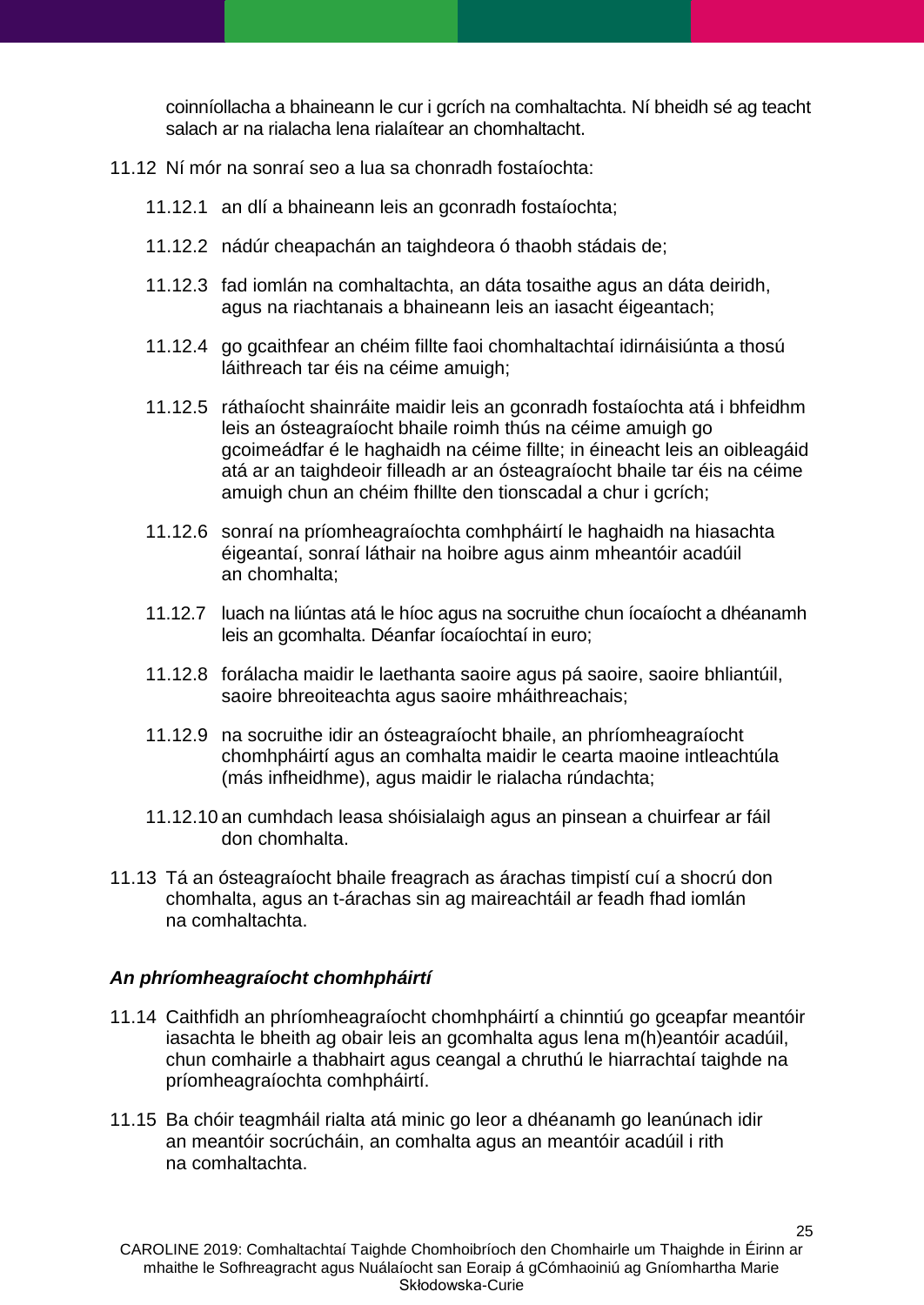coinníollacha a bhaineann le cur i gcrích na comhaltachta. Ní bheidh sé ag teacht salach ar na rialacha lena rialaítear an chomhaltacht.

11.12 Ní mór na sonraí seo a lua sa chonradh fostaíochta:

- 11.12.1 an dlí a bhaineann leis an gconradh fostaíochta;
- 11.12.2 nádúr cheapachán an taighdeora ó thaobh stádais de;
- 11.12.3 fad iomlán na comhaltachta, an dáta tosaithe agus an dáta deiridh, agus na riachtanais a bhaineann leis an iasacht éigeantach;
- 11.12.4 go gcaithfear an chéim fillte faoi chomhaltachtaí idirnáisiúnta a thosú láithreach tar éis na céime amuigh;
- 11.12.5 ráthaíocht shainráite maidir leis an gconradh fostaíochta atá i bhfeidhm leis an ósteagraíocht bhaile roimh thús na céime amuigh go gcoimeádfar é le haghaidh na céime fillte; in éineacht leis an oibleagáid atá ar an taighdeoir filleadh ar an óstеagraíocht bhaile tar éis na céime amuigh chun an chéim fhillte den tionscadal a chur i gcrích;
- 11.12.6 sonraí na príomheagraíochta comhpháirtí le haghaidh na hiasachta éigeantaí, sonraí láthair na hoibre agus ainm mheantóir acadúil an chomhalta;
- 11.12.7 luach na liúntas atá le híoc agus na socruithe chun íocaíocht a dhéanamh leis an gcomhalta. Déanfar íocaíochtaí in euro;
- 11.12.8 forálacha maidir le laethanta saoire agus pá saoire, saoire bhliantúil, saoire bhreoiteachta agus saoire mháithreachais;
- 11.12.9 na socruithe idir an óstеagraíocht bhaile, an phríomheagraíocht chomhpháirtí agus an comhalta maidir le cearta maoine intleachtúla (más infheidhme), agus maidir le rialacha rúndachta;
- 11.12.10 an cumhdach leasa shóisialaigh agus an pinsean a chuirfear ar fáil don chomhalta.

11.13 Tá an óstеagraíocht bhaile freagrach as árachas timpistí cuí a shocrú don chomhalta, agus an t-árachas sin ag maireachtáil ar feadh fhad iomlán na comhaltachta.

### *An phríomheagraíocht chomhpháirtí*

11.14 Caithfidh an phríomheagraíocht chomhpháirtí a chinntiú go gceapfar meantóir iasachta le bheith ag obair leis an gcomhalta agus lena m(h)eantóir acadúil, chun comhairle a thabhairt agus ceangal a chruthú le hiarrachtaí taighde na príomheagraíochta comhpháirtí.

11.15 Ba chóir teagmháil rialta atá minic go leor a dhéanamh go leanúnach idir an meantóir socrúcháin, an comhalta agus an meantóir acadúil i rith na comhaltachta.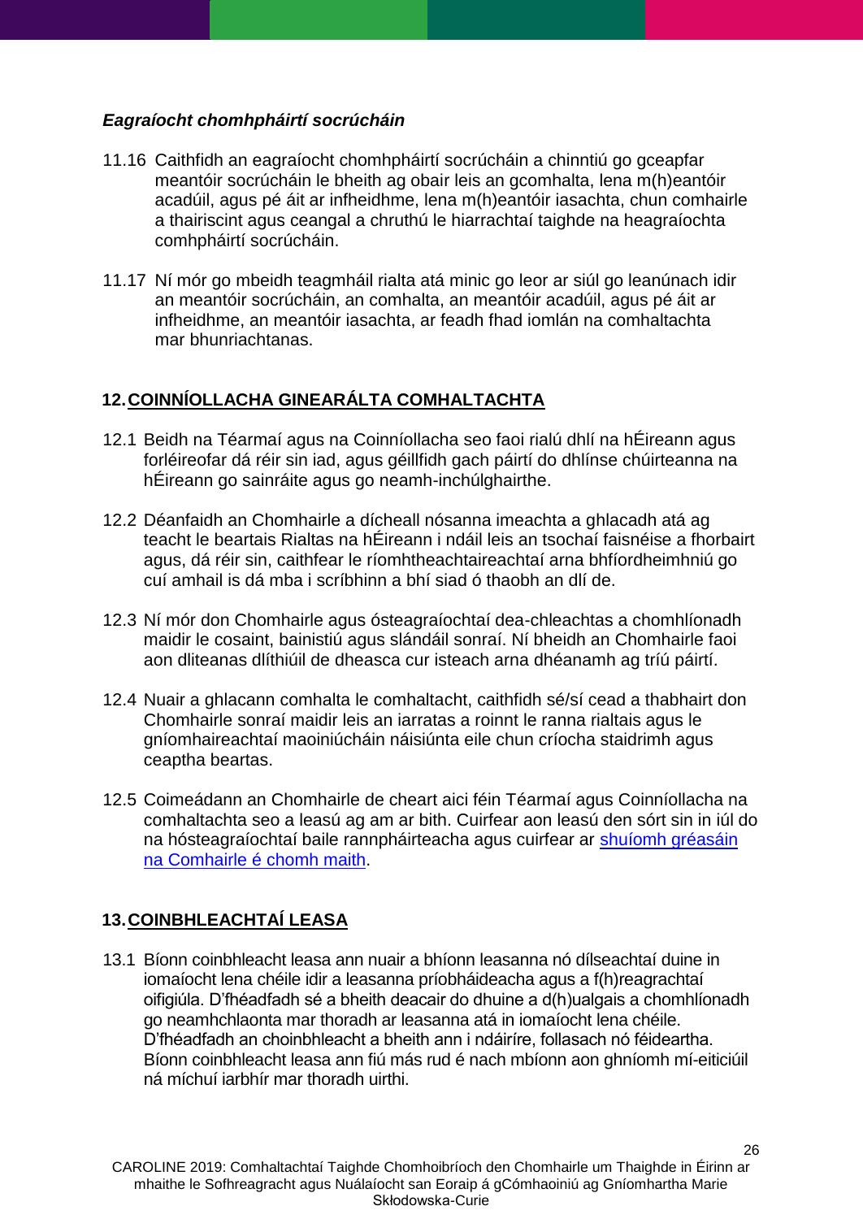*Eagraíocht chomhpháirtí socrúcháin*

11.16 Caithfidh an eagraíocht chomhpháirtí socrúcháin a chinntiú go gceapfar meantóir socrúcháin le bheith ag obair leis an gcomhalta, lena m(h)eantóir acadúil, agus pé áit ar infheidhme, lena m(h)eantóir iasachta, chun comhairle a thairiscint agus ceangal a chruthú le hiarrachtaí taighde na heagraíochta comhpháirtí socrúcháin.

11.17 Ní mór go mbeidh teagmháil rialta atá minic go leor ar siúl go leanúnach idir an meantóir socrúcháin, an comhalta, an meantóir acadúil, agus pé áit ar infheidhme, an meantóir iasachta, ar feadh fhad iomlán na comhaltachta mar bhunriachtanas.

## 12. COINNÍOLLACHA GINEARÁLTA COMHALTACHTA

12.1 Beidh na Téarmaí agus na Coinníollacha seo faoi rialú dhlí na hÉireann agus forléireofar dá réir sin iad, agus géillfidh gach páirtí do dhlínse chúirteanna na hÉireann go sainráite agus go neamh-inchúlghairthe.

12.2 Déanfaidh an Chomhairle a dícheall nósanna imeachta a ghlacadh atá ag teacht le beartais Rialtas na hÉireann i ndáil leis an tsochaí faisnéise a fhorbairt agus, dá réir sin, caithfear le ríomhtheachtaireachtaí arna bhfíordheimhniú go cuí amhail is dá mba i scríbhinn a bhí siad ó thaobh an dlí de.

12.3 Ní mór don Chomhairle agus ósteagraíochtaí dea-chleachtas a chomhlíonadh maidir le cosaint, bainistiú agus slándáil sonraí. Ní bheidh an Chomhairle faoi aon dliteanas dlíthiúil de dheasca cur isteach arna dhéanamh ag tríú páirtí.

12.4 Nuair a ghlacann comhalta le comhaltacht, caithfidh sé/sí cead a thabhairt don Chomhairle sonraí maidir leis an iarratas a roinnt le ranna rialtais agus le gníomhaireachtaí maoiniúcháin náisiúnta eile chun críocha staidrimh agus ceaptha beartas.

12.5 Coimeádann an Chomhairle de cheart aici féin Téarmaí agus Coinníollacha na comhaltachta seo a leasú ag am ar bith. Cuirfear aon leasú den sórt sin in iúl do na hósteagraíochtaí baile rannpháirteacha agus cuirfear ar [shuíomh gréasáin na Comhairle é chomh maith](#).

## 13. COINBHLEACHTAÍ LEASA

13.1 Bíonn coinbhleacht leasa ann nuair a bhíonn leasanna nó dílseachtaí duine in iomaíocht lena chéile idir a leasanna príobháideacha agus a f(h)reagrachtaí oifigiúla. D'fhéadfadh sé a bheith deacair do dhuine a d(h)ualgais a chomhlíonadh go neamhchlaonta mar thoradh ar leasanna atá in iomaíocht lena chéile. D'fhéadfadh an choinbhleacht a bheith ann i ndáiríre, follasach nó féideartha. Bíonn coinbhleacht leasa ann fiú más rud é nach mbíonn aon ghníomh mí-eiticiúil ná míchuí iarbhír mar thoradh uirthi.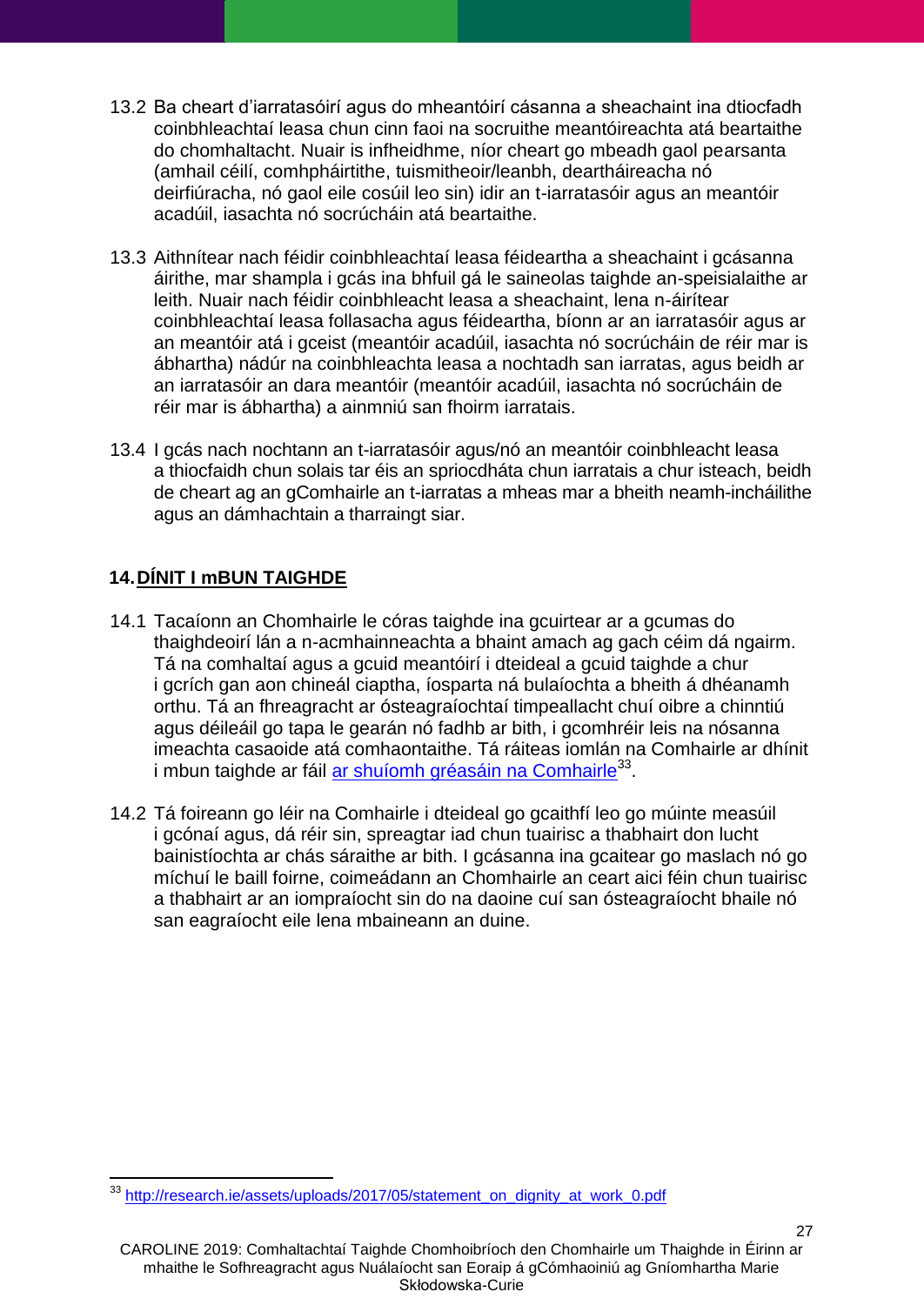13.2 Ba cheart d'iarratasóirí agus do mheantóirí cásanna a sheachaint ina dtiocfadh coinbhleachtaí leasa chun cinn faoi na socruithe meantóireachta atá beartaithe do chomhaltacht. Nuair is infheidhme, níor cheart go mbeadh gaol pearsanta (amhail céilí, comhpháirtithe, tuismitheoir/leanbh, deartháireacha nó deirfiúracha, nó gaol eile cosúil leo sin) idir an t-iarratasóir agus an meantóir acadúil, iasachta nó socrúcháin atá beartaithe.

13.3 Aithnítear nach féidir coinbhleachtaí leasa féideartha a sheachaint i gcásanna áirithe, mar shampla i gcás ina bhfuil gá le saineolas taighde an-speisialaithe ar leith. Nuair nach féidir coinbhleacht leasa a sheachaint, lena n-áirítear coinbhleachtaí leasa follasacha agus féideartha, bíonn ar an iarratasóir agus ar an meantóir atá i gceist (meantóir acadúil, iasachta nó socrúcháin de réir mar is ábhartha) nádúr na coinbhleachta leasa a nochtadh san iarratas, agus beidh ar an iarratasóir an dara meantóir (meantóir acadúil, iasachta nó socrúcháin de réir mar is ábhartha) a ainmniú san fhoirm iarratais.

13.4 I gcás nach nochtann an t-iarratasóir agus/nó an meantóir coinbhleacht leasa a thiocfaidh chun solais tar éis an spriocdháta chun iarratais a chur isteach, beidh de cheart ag an gComhairle an t-iarratas a mheas mar a bheith neamh-incháilithe agus an dámhachtain a tharraingt siar.

## 14. DÍNIT I mBUN TAIGHDE

14.1 Tacaíonn an Chomhairle le córas taighde ina gcuirtear ar a gcumas do thaighdeoirí lán a n-acmhainneachta a bhaint amach ag gach céim dá ngairm. Tá na comhaltaí agus a gcuid meantóirí i dteideal a gcuid taighde a chur i gcrích gan aon chineál ciaptha, íosparta ná bulaíochta a bheith á dhéanamh orthu. Tá an fhreagracht ar ósteagraíochtaí timpeallacht chuí oibre a chinntiú agus déileáil go tapa le gearán nó fadhb ar bith, i gcomhréir leis na nósanna imeachta casaoide atá comhaontaithe. Tá ráiteas iomlán na Comhairle ar dhínit i mbun taighde ar fáil ar shuíomh gréasáin na Comhairle[33].

14.2 Tá foireann go léir na Comhairle i dteideal go gcaithfí leo go múinte measúil i gcónaí agus, dá réir sin, spreagtar iad chun tuairisc a thabhairt don lucht bainistíochta ar chás sáraithe ar bith. I gcásanna ina gcaitear go maslach nó go míchuí le baill foirne, coimeádann an Chomhairle an ceart aici féin chun tuairisc a thabhairt ar an iompraíocht sin do na daoine cuí san ósteagraíocht bhaile nó san eagraíocht eile lena mbaineann an duine.

[33] http://research.ie/assets/uploads/2017/05/statement_on_dignity_at_work_0.pdf